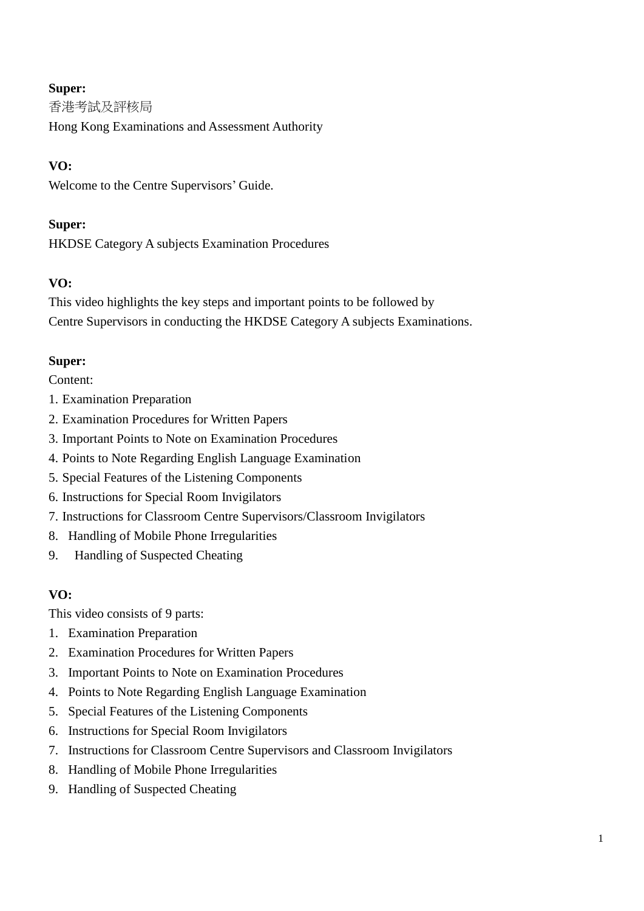**Super:**
香港考試及評核局
Hong Kong Examinations and Assessment Authority

**VO:**
Welcome to the Centre Supervisors' Guide.

**Super:**
HKDSE Category A subjects Examination Procedures

**VO:**
This video highlights the key steps and important points to be followed by Centre Supervisors in conducting the HKDSE Category A subjects Examinations.

**Super:**
Content:
1. Examination Preparation
2. Examination Procedures for Written Papers
3. Important Points to Note on Examination Procedures
4. Points to Note Regarding English Language Examination
5. Special Features of the Listening Components
6. Instructions for Special Room Invigilators
7. Instructions for Classroom Centre Supervisors/Classroom Invigilators
8. Handling of Mobile Phone Irregularities
9. Handling of Suspected Cheating

**VO:**
This video consists of 9 parts:
1. Examination Preparation
2. Examination Procedures for Written Papers
3. Important Points to Note on Examination Procedures
4. Points to Note Regarding English Language Examination
5. Special Features of the Listening Components
6. Instructions for Special Room Invigilators
7. Instructions for Classroom Centre Supervisors and Classroom Invigilators
8. Handling of Mobile Phone Irregularities
9. Handling of Suspected Cheating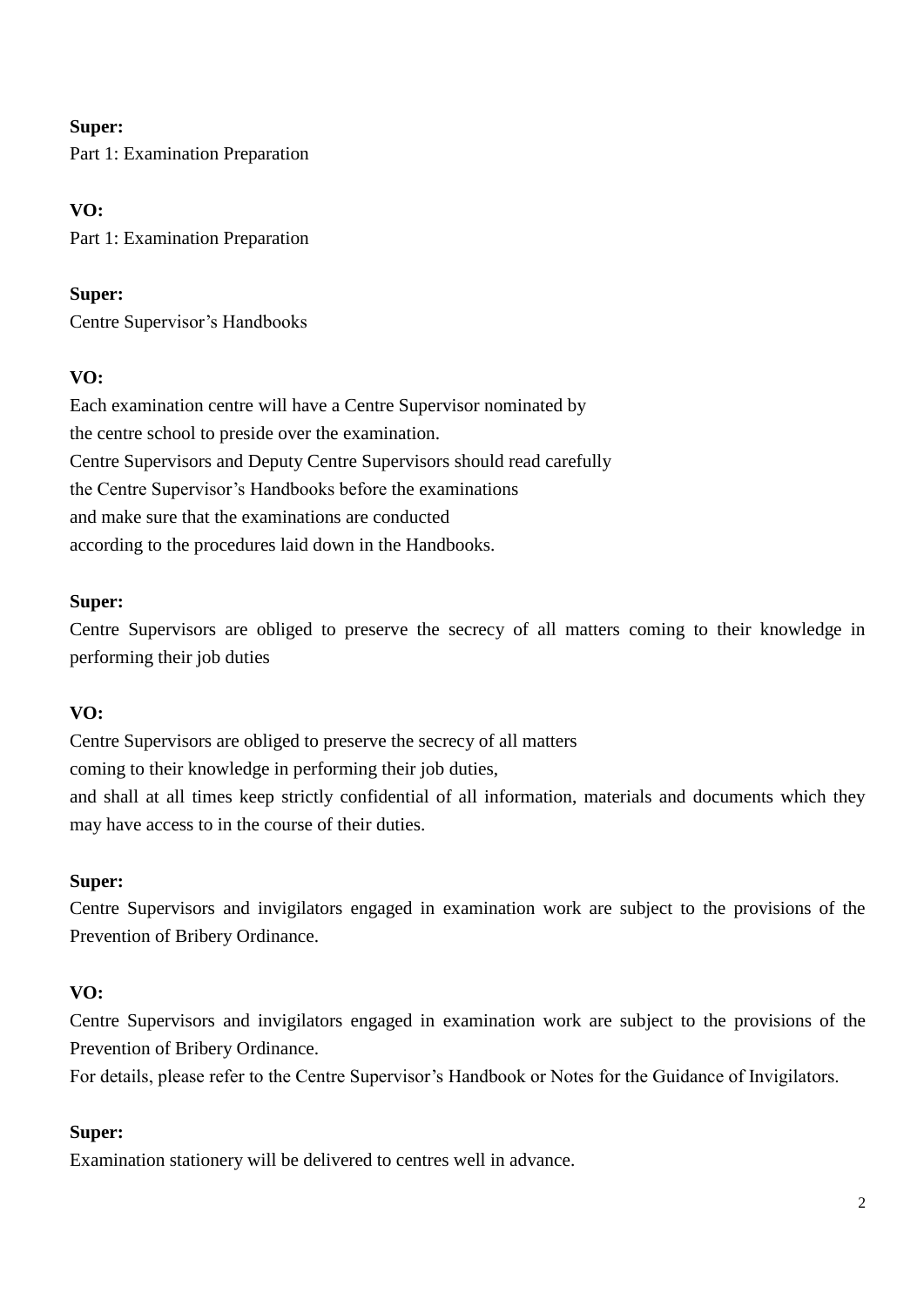**Super:**
Part 1: Examination Preparation

**VO:**
Part 1: Examination Preparation

**Super:**
Centre Supervisor's Handbooks

**VO:**
Each examination centre will have a Centre Supervisor nominated by
the centre school to preside over the examination.
Centre Supervisors and Deputy Centre Supervisors should read carefully
the Centre Supervisor's Handbooks before the examinations
and make sure that the examinations are conducted
according to the procedures laid down in the Handbooks.

**Super:**
Centre Supervisors are obliged to preserve the secrecy of all matters coming to their knowledge in performing their job duties

**VO:**
Centre Supervisors are obliged to preserve the secrecy of all matters
coming to their knowledge in performing their job duties,
and shall at all times keep strictly confidential of all information, materials and documents which they may have access to in the course of their duties.

**Super:**
Centre Supervisors and invigilators engaged in examination work are subject to the provisions of the Prevention of Bribery Ordinance.

**VO:**
Centre Supervisors and invigilators engaged in examination work are subject to the provisions of the Prevention of Bribery Ordinance.
For details, please refer to the Centre Supervisor's Handbook or Notes for the Guidance of Invigilators.

**Super:**
Examination stationery will be delivered to centres well in advance.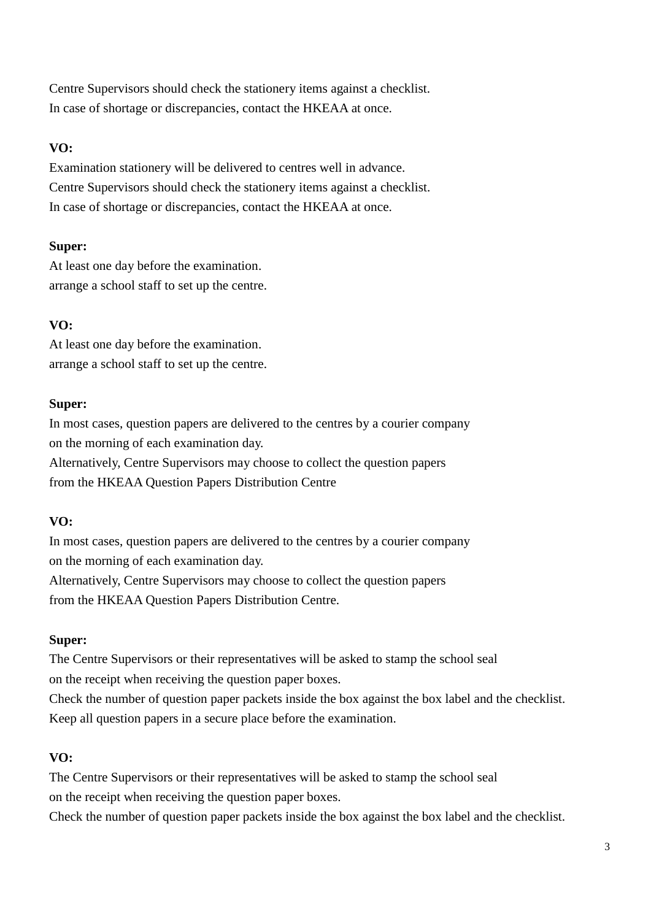Centre Supervisors should check the stationery items against a checklist.
In case of shortage or discrepancies, contact the HKEAA at once.

**VO:**
Examination stationery will be delivered to centres well in advance.
Centre Supervisors should check the stationery items against a checklist.
In case of shortage or discrepancies, contact the HKEAA at once.

**Super:**
At least one day before the examination.
arrange a school staff to set up the centre.

**VO:**
At least one day before the examination.
arrange a school staff to set up the centre.

**Super:**
In most cases, question papers are delivered to the centres by a courier company
on the morning of each examination day.
Alternatively, Centre Supervisors may choose to collect the question papers
from the HKEAA Question Papers Distribution Centre

**VO:**
In most cases, question papers are delivered to the centres by a courier company
on the morning of each examination day.
Alternatively, Centre Supervisors may choose to collect the question papers
from the HKEAA Question Papers Distribution Centre.

**Super:**
The Centre Supervisors or their representatives will be asked to stamp the school seal
on the receipt when receiving the question paper boxes.
Check the number of question paper packets inside the box against the box label and the checklist.
Keep all question papers in a secure place before the examination.

**VO:**
The Centre Supervisors or their representatives will be asked to stamp the school seal
on the receipt when receiving the question paper boxes.
Check the number of question paper packets inside the box against the box label and the checklist.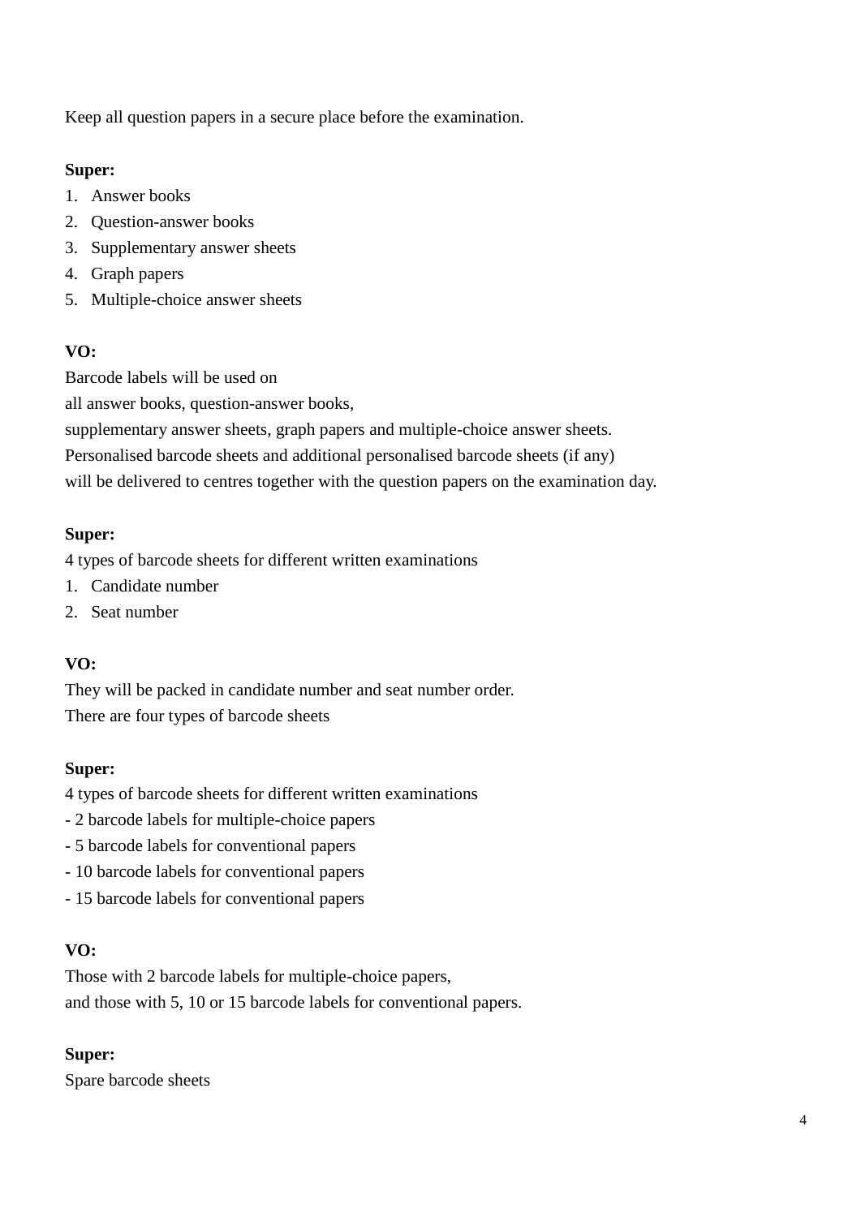Keep all question papers in a secure place before the examination.

**Super:**

1. Answer books
2. Question-answer books
3. Supplementary answer sheets
4. Graph papers
5. Multiple-choice answer sheets

**VO:**

Barcode labels will be used on
all answer books, question-answer books,
supplementary answer sheets, graph papers and multiple-choice answer sheets.
Personalised barcode sheets and additional personalised barcode sheets (if any)
will be delivered to centres together with the question papers on the examination day.

**Super:**

4 types of barcode sheets for different written examinations

1. Candidate number
2. Seat number

**VO:**

They will be packed in candidate number and seat number order.
There are four types of barcode sheets

**Super:**

4 types of barcode sheets for different written examinations

- 2 barcode labels for multiple-choice papers
- 5 barcode labels for conventional papers
- 10 barcode labels for conventional papers
- 15 barcode labels for conventional papers

**VO:**

Those with 2 barcode labels for multiple-choice papers,
and those with 5, 10 or 15 barcode labels for conventional papers.

**Super:**

Spare barcode sheets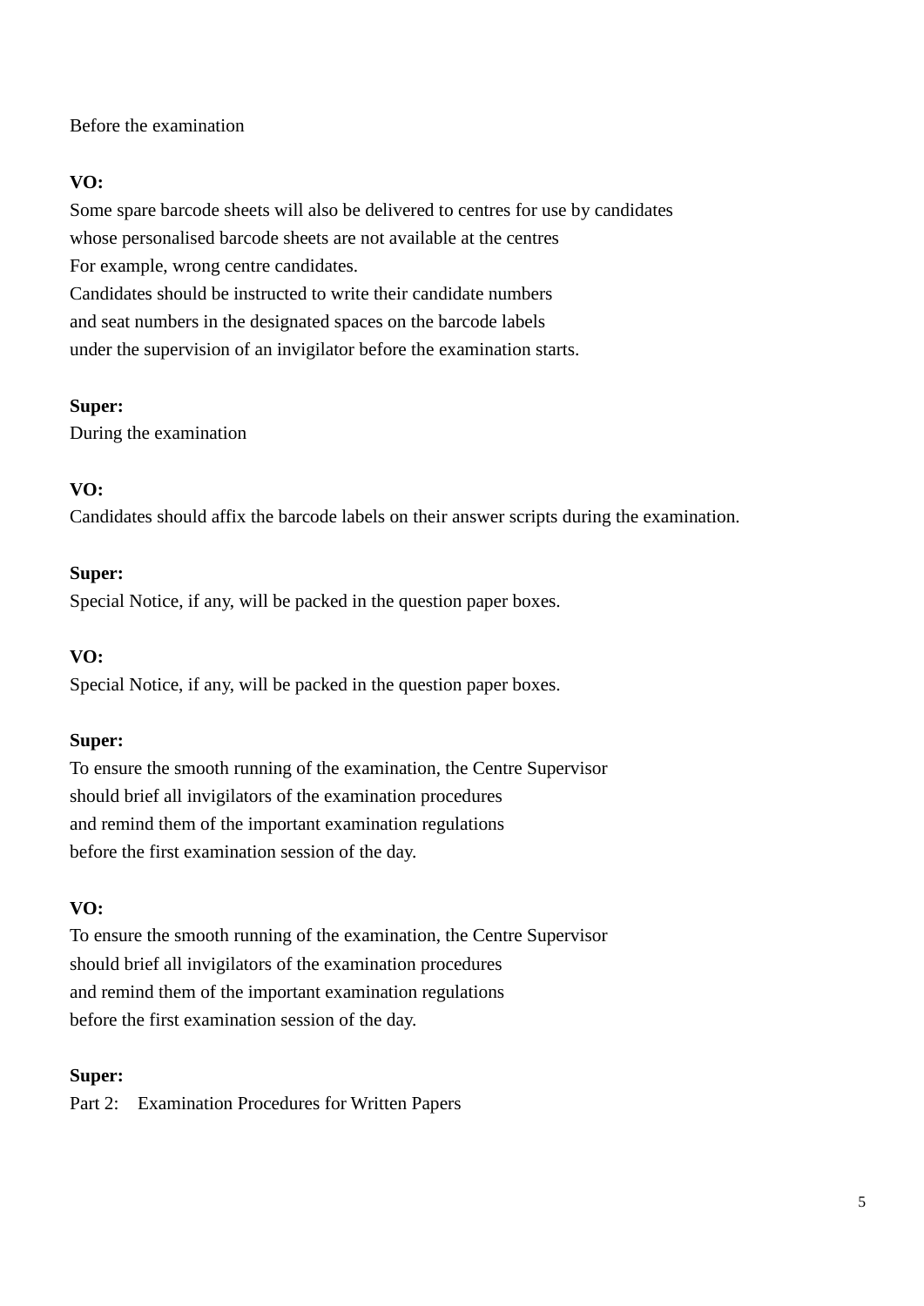Before the examination

**VO:**
Some spare barcode sheets will also be delivered to centres for use by candidates
whose personalised barcode sheets are not available at the centres
For example, wrong centre candidates.
Candidates should be instructed to write their candidate numbers
and seat numbers in the designated spaces on the barcode labels
under the supervision of an invigilator before the examination starts.

**Super:**
During the examination

**VO:**
Candidates should affix the barcode labels on their answer scripts during the examination.

**Super:**
Special Notice, if any, will be packed in the question paper boxes.

**VO:**
Special Notice, if any, will be packed in the question paper boxes.

**Super:**
To ensure the smooth running of the examination, the Centre Supervisor
should brief all invigilators of the examination procedures
and remind them of the important examination regulations
before the first examination session of the day.

**VO:**
To ensure the smooth running of the examination, the Centre Supervisor
should brief all invigilators of the examination procedures
and remind them of the important examination regulations
before the first examination session of the day.

**Super:**
Part 2: Examination Procedures for Written Papers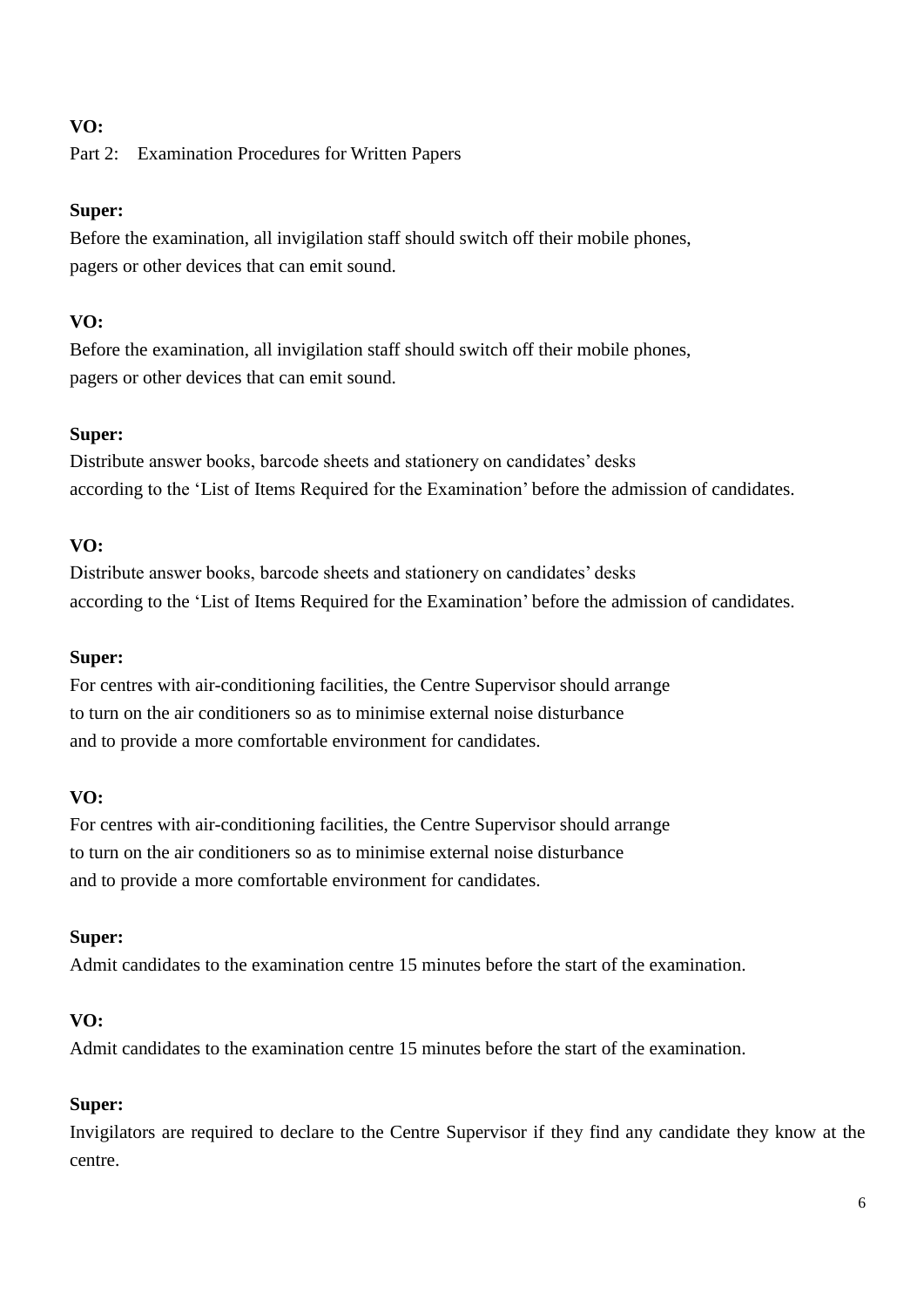**VO:**

Part 2: Examination Procedures for Written Papers

**Super:**

Before the examination, all invigilation staff should switch off their mobile phones, pagers or other devices that can emit sound.

**VO:**

Before the examination, all invigilation staff should switch off their mobile phones, pagers or other devices that can emit sound.

**Super:**

Distribute answer books, barcode sheets and stationery on candidates' desks according to the 'List of Items Required for the Examination' before the admission of candidates.

**VO:**

Distribute answer books, barcode sheets and stationery on candidates' desks according to the 'List of Items Required for the Examination' before the admission of candidates.

**Super:**

For centres with air-conditioning facilities, the Centre Supervisor should arrange to turn on the air conditioners so as to minimise external noise disturbance and to provide a more comfortable environment for candidates.

**VO:**

For centres with air-conditioning facilities, the Centre Supervisor should arrange to turn on the air conditioners so as to minimise external noise disturbance and to provide a more comfortable environment for candidates.

**Super:**

Admit candidates to the examination centre 15 minutes before the start of the examination.

**VO:**

Admit candidates to the examination centre 15 minutes before the start of the examination.

**Super:**

Invigilators are required to declare to the Centre Supervisor if they find any candidate they know at the centre.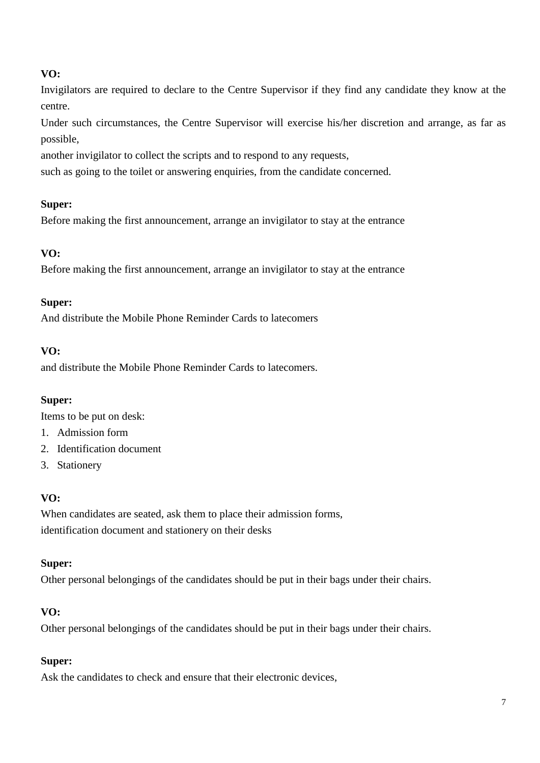**VO:**
Invigilators are required to declare to the Centre Supervisor if they find any candidate they know at the centre.
Under such circumstances, the Centre Supervisor will exercise his/her discretion and arrange, as far as possible,
another invigilator to collect the scripts and to respond to any requests,
such as going to the toilet or answering enquiries, from the candidate concerned.

**Super:**
Before making the first announcement, arrange an invigilator to stay at the entrance

**VO:**
Before making the first announcement, arrange an invigilator to stay at the entrance

**Super:**
And distribute the Mobile Phone Reminder Cards to latecomers

**VO:**
and distribute the Mobile Phone Reminder Cards to latecomers.

**Super:**
Items to be put on desk:
1. Admission form
2. Identification document
3. Stationery

**VO:**
When candidates are seated, ask them to place their admission forms,
identification document and stationery on their desks

**Super:**
Other personal belongings of the candidates should be put in their bags under their chairs.

**VO:**
Other personal belongings of the candidates should be put in their bags under their chairs.

**Super:**
Ask the candidates to check and ensure that their electronic devices,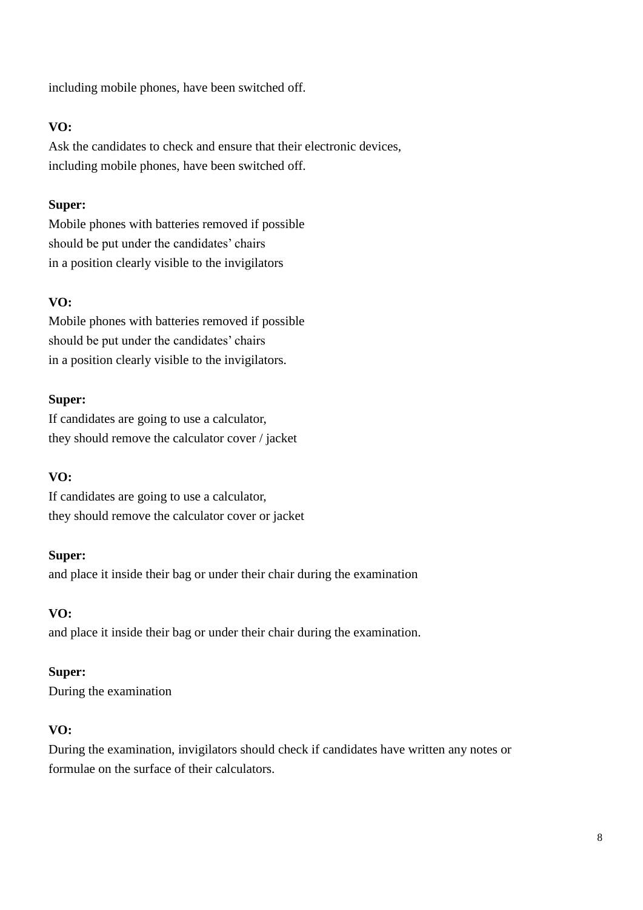including mobile phones, have been switched off.

**VO:**
Ask the candidates to check and ensure that their electronic devices,
including mobile phones, have been switched off.

**Super:**
Mobile phones with batteries removed if possible
should be put under the candidates' chairs
in a position clearly visible to the invigilators

**VO:**
Mobile phones with batteries removed if possible
should be put under the candidates' chairs
in a position clearly visible to the invigilators.

**Super:**
If candidates are going to use a calculator,
they should remove the calculator cover / jacket

**VO:**
If candidates are going to use a calculator,
they should remove the calculator cover or jacket

**Super:**
and place it inside their bag or under their chair during the examination

**VO:**
and place it inside their bag or under their chair during the examination.

**Super:**
During the examination

**VO:**
During the examination, invigilators should check if candidates have written any notes or
formulae on the surface of their calculators.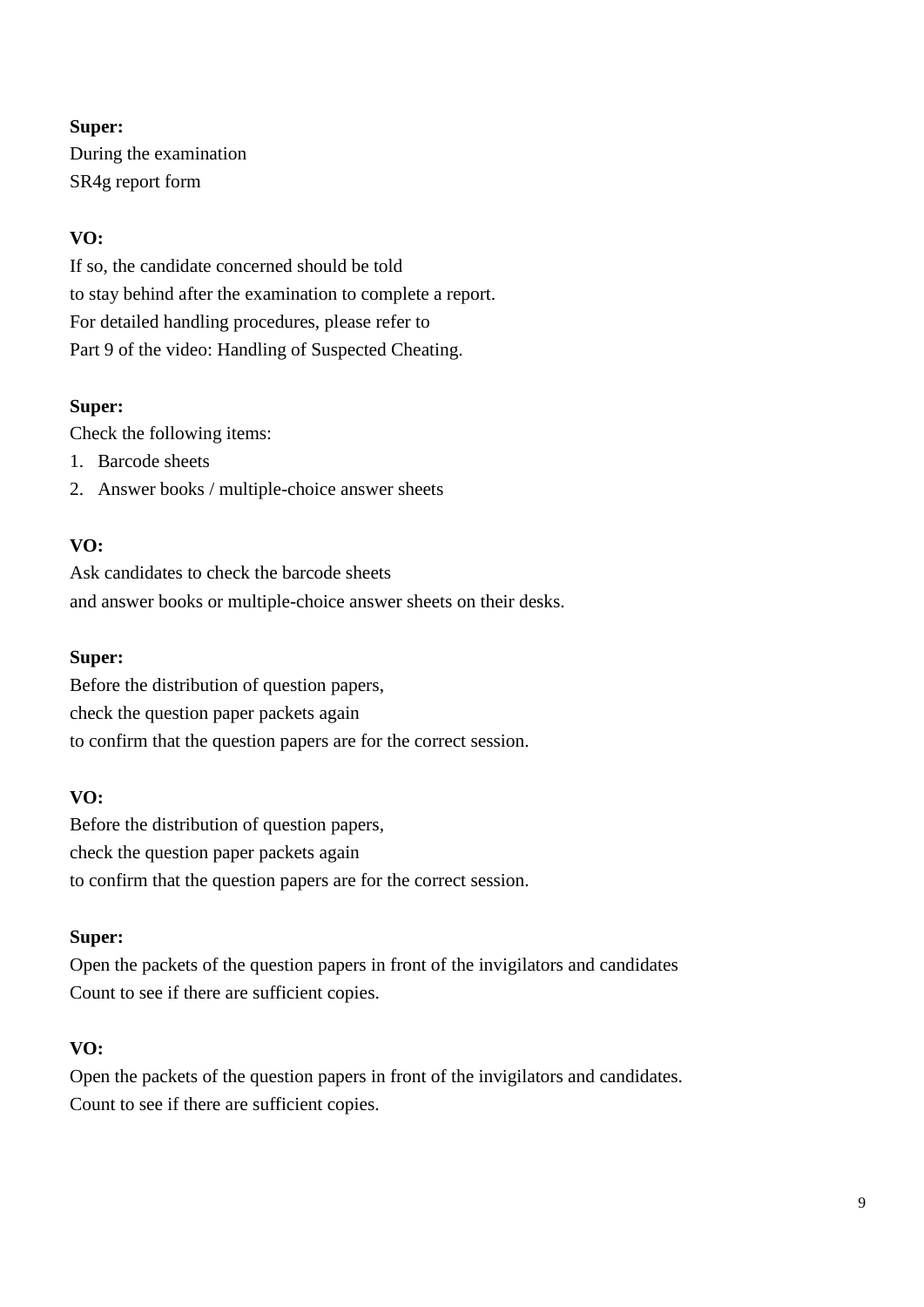**Super:**
During the examination
SR4g report form

**VO:**
If so, the candidate concerned should be told
to stay behind after the examination to complete a report.
For detailed handling procedures, please refer to
Part 9 of the video: Handling of Suspected Cheating.

**Super:**
Check the following items:

1. Barcode sheets
2. Answer books / multiple-choice answer sheets

**VO:**
Ask candidates to check the barcode sheets
and answer books or multiple-choice answer sheets on their desks.

**Super:**
Before the distribution of question papers,
check the question paper packets again
to confirm that the question papers are for the correct session.

**VO:**
Before the distribution of question papers,
check the question paper packets again
to confirm that the question papers are for the correct session.

**Super:**
Open the packets of the question papers in front of the invigilators and candidates
Count to see if there are sufficient copies.

**VO:**
Open the packets of the question papers in front of the invigilators and candidates.
Count to see if there are sufficient copies.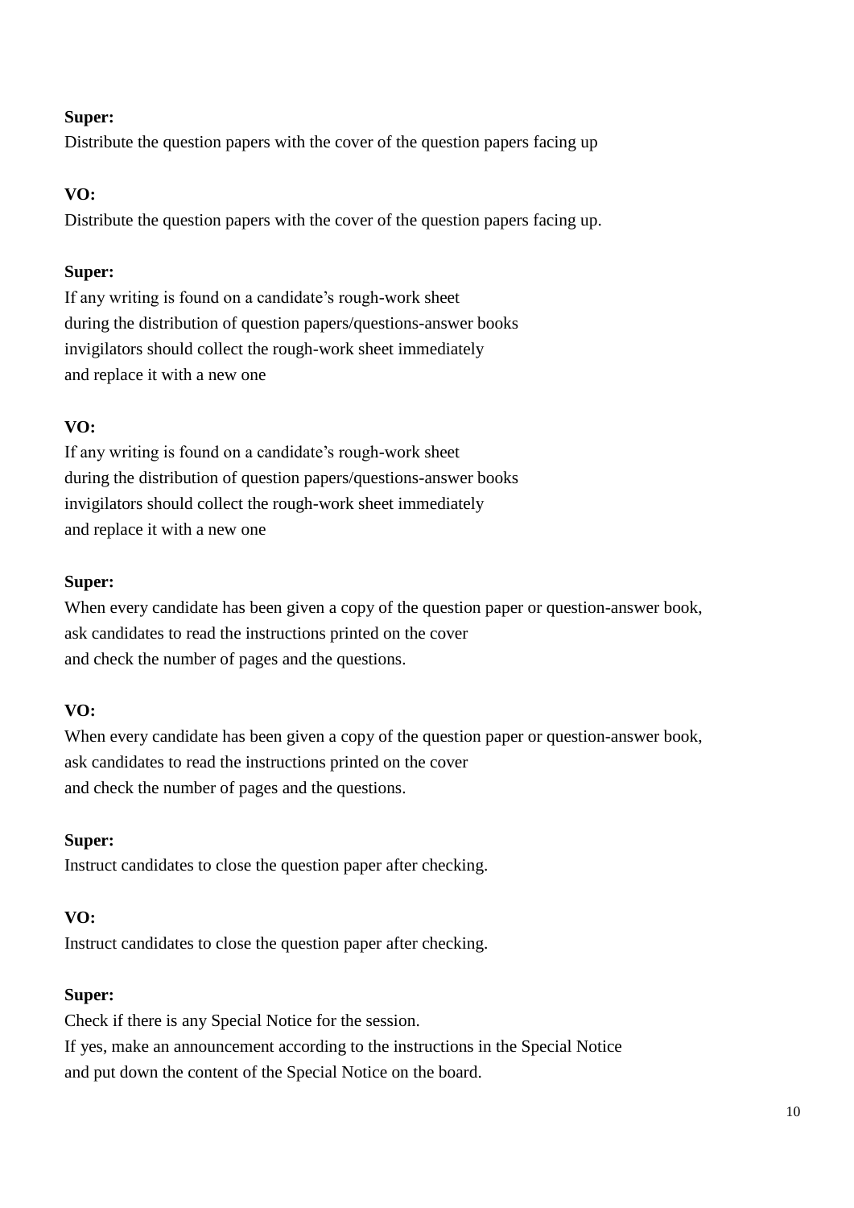**Super:**
Distribute the question papers with the cover of the question papers facing up

**VO:**
Distribute the question papers with the cover of the question papers facing up.

**Super:**
If any writing is found on a candidate's rough-work sheet
during the distribution of question papers/questions-answer books
invigilators should collect the rough-work sheet immediately
and replace it with a new one

**VO:**
If any writing is found on a candidate's rough-work sheet
during the distribution of question papers/questions-answer books
invigilators should collect the rough-work sheet immediately
and replace it with a new one

**Super:**
When every candidate has been given a copy of the question paper or question-answer book,
ask candidates to read the instructions printed on the cover
and check the number of pages and the questions.

**VO:**
When every candidate has been given a copy of the question paper or question-answer book,
ask candidates to read the instructions printed on the cover
and check the number of pages and the questions.

**Super:**
Instruct candidates to close the question paper after checking.

**VO:**
Instruct candidates to close the question paper after checking.

**Super:**
Check if there is any Special Notice for the session.
If yes, make an announcement according to the instructions in the Special Notice
and put down the content of the Special Notice on the board.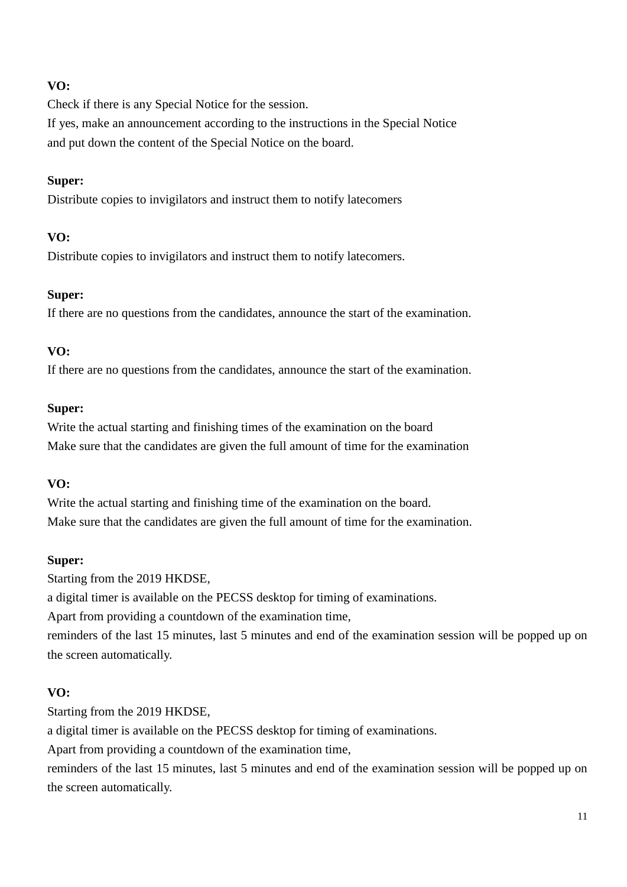**VO:**
Check if there is any Special Notice for the session.
If yes, make an announcement according to the instructions in the Special Notice
and put down the content of the Special Notice on the board.

**Super:**
Distribute copies to invigilators and instruct them to notify latecomers

**VO:**
Distribute copies to invigilators and instruct them to notify latecomers.

**Super:**
If there are no questions from the candidates, announce the start of the examination.

**VO:**
If there are no questions from the candidates, announce the start of the examination.

**Super:**
Write the actual starting and finishing times of the examination on the board
Make sure that the candidates are given the full amount of time for the examination

**VO:**
Write the actual starting and finishing time of the examination on the board.
Make sure that the candidates are given the full amount of time for the examination.

**Super:**
Starting from the 2019 HKDSE,
a digital timer is available on the PECSS desktop for timing of examinations.
Apart from providing a countdown of the examination time,
reminders of the last 15 minutes, last 5 minutes and end of the examination session will be popped up on the screen automatically.

**VO:**
Starting from the 2019 HKDSE,
a digital timer is available on the PECSS desktop for timing of examinations.
Apart from providing a countdown of the examination time,
reminders of the last 15 minutes, last 5 minutes and end of the examination session will be popped up on the screen automatically.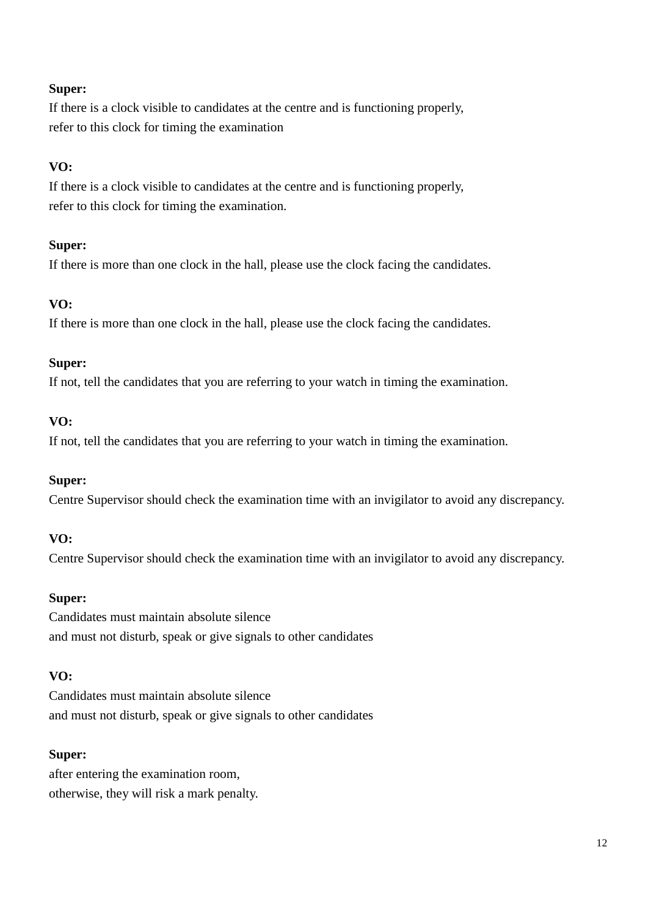**Super:**
If there is a clock visible to candidates at the centre and is functioning properly,
refer to this clock for timing the examination

**VO:**
If there is a clock visible to candidates at the centre and is functioning properly,
refer to this clock for timing the examination.

**Super:**
If there is more than one clock in the hall, please use the clock facing the candidates.

**VO:**
If there is more than one clock in the hall, please use the clock facing the candidates.

**Super:**
If not, tell the candidates that you are referring to your watch in timing the examination.

**VO:**
If not, tell the candidates that you are referring to your watch in timing the examination.

**Super:**
Centre Supervisor should check the examination time with an invigilator to avoid any discrepancy.

**VO:**
Centre Supervisor should check the examination time with an invigilator to avoid any discrepancy.

**Super:**
Candidates must maintain absolute silence
and must not disturb, speak or give signals to other candidates

**VO:**
Candidates must maintain absolute silence
and must not disturb, speak or give signals to other candidates

**Super:**
after entering the examination room,
otherwise, they will risk a mark penalty.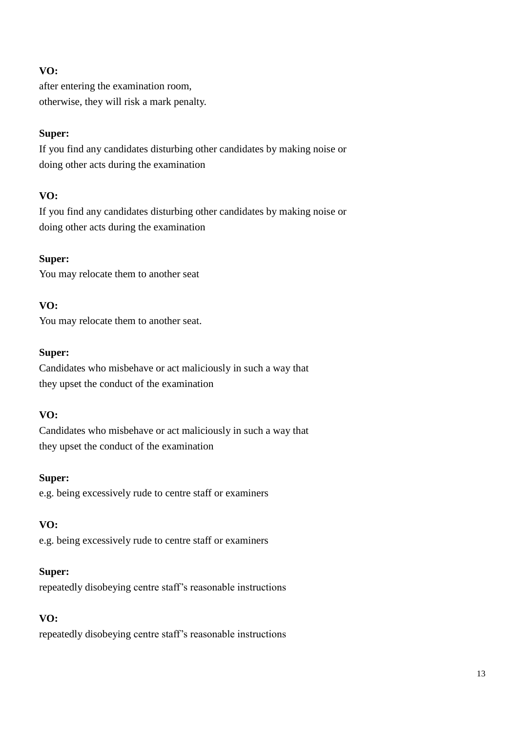**VO:**
after entering the examination room,
otherwise, they will risk a mark penalty.

**Super:**
If you find any candidates disturbing other candidates by making noise or doing other acts during the examination

**VO:**
If you find any candidates disturbing other candidates by making noise or doing other acts during the examination

**Super:**
You may relocate them to another seat

**VO:**
You may relocate them to another seat.

**Super:**
Candidates who misbehave or act maliciously in such a way that they upset the conduct of the examination

**VO:**
Candidates who misbehave or act maliciously in such a way that they upset the conduct of the examination

**Super:**
e.g. being excessively rude to centre staff or examiners

**VO:**
e.g. being excessively rude to centre staff or examiners

**Super:**
repeatedly disobeying centre staff's reasonable instructions

**VO:**
repeatedly disobeying centre staff's reasonable instructions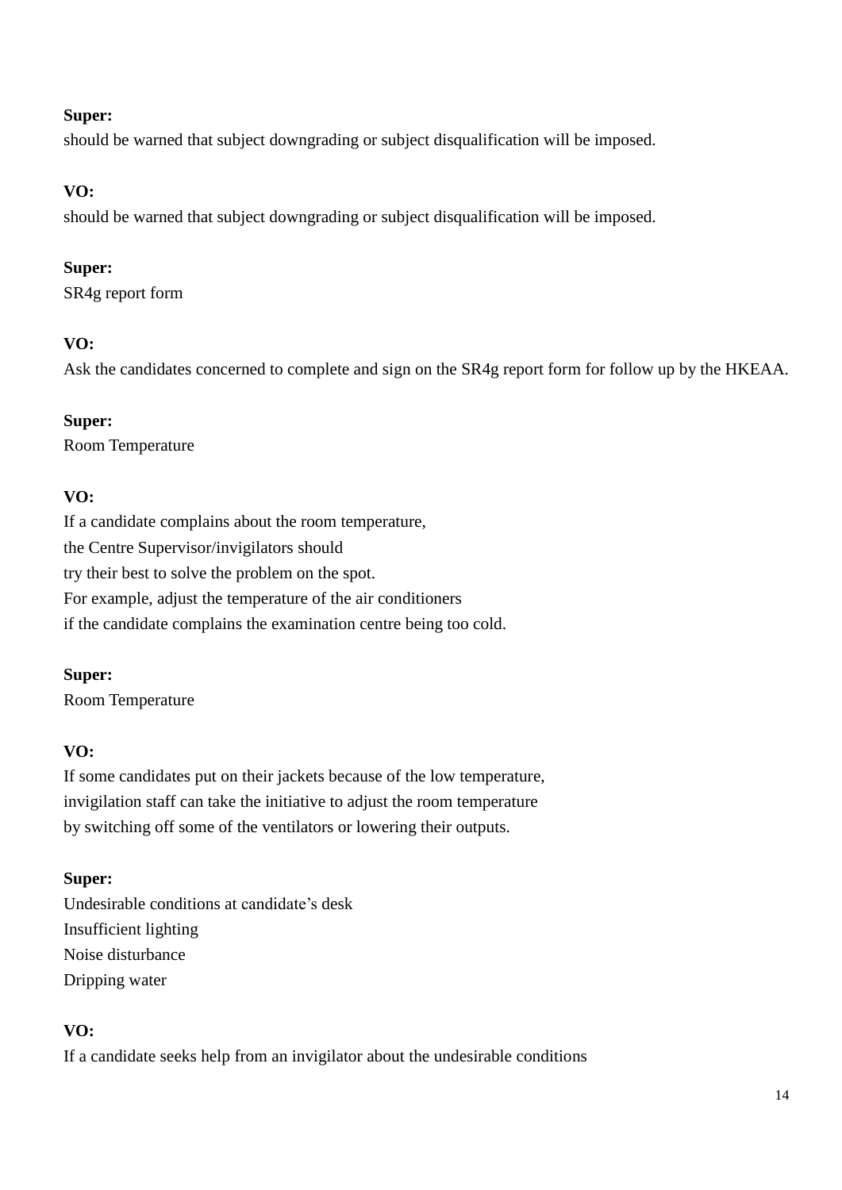**Super:**
should be warned that subject downgrading or subject disqualification will be imposed.

**VO:**
should be warned that subject downgrading or subject disqualification will be imposed.

**Super:**
SR4g report form

**VO:**
Ask the candidates concerned to complete and sign on the SR4g report form for follow up by the HKEAA.

**Super:**
Room Temperature

**VO:**
If a candidate complains about the room temperature,
the Centre Supervisor/invigilators should
try their best to solve the problem on the spot.
For example, adjust the temperature of the air conditioners
if the candidate complains the examination centre being too cold.

**Super:**
Room Temperature

**VO:**
If some candidates put on their jackets because of the low temperature,
invigilation staff can take the initiative to adjust the room temperature
by switching off some of the ventilators or lowering their outputs.

**Super:**
Undesirable conditions at candidate's desk
Insufficient lighting
Noise disturbance
Dripping water

**VO:**
If a candidate seeks help from an invigilator about the undesirable conditions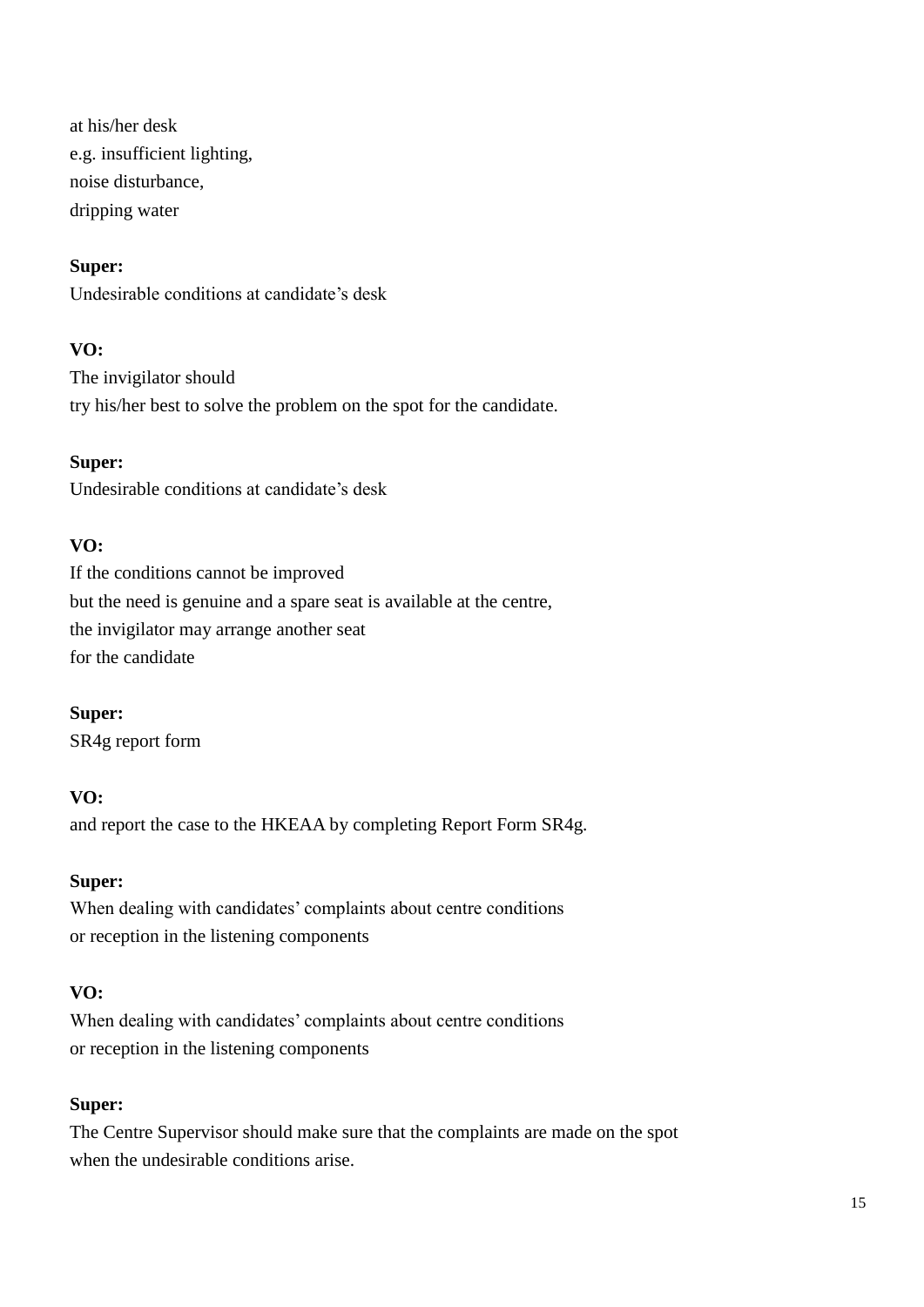at his/her desk
e.g. insufficient lighting,
noise disturbance,
dripping water

**Super:**
Undesirable conditions at candidate's desk

**VO:**
The invigilator should
try his/her best to solve the problem on the spot for the candidate.

**Super:**
Undesirable conditions at candidate's desk

**VO:**
If the conditions cannot be improved
but the need is genuine and a spare seat is available at the centre,
the invigilator may arrange another seat
for the candidate

**Super:**
SR4g report form

**VO:**
and report the case to the HKEAA by completing Report Form SR4g.

**Super:**
When dealing with candidates' complaints about centre conditions
or reception in the listening components

**VO:**
When dealing with candidates' complaints about centre conditions
or reception in the listening components

**Super:**
The Centre Supervisor should make sure that the complaints are made on the spot
when the undesirable conditions arise.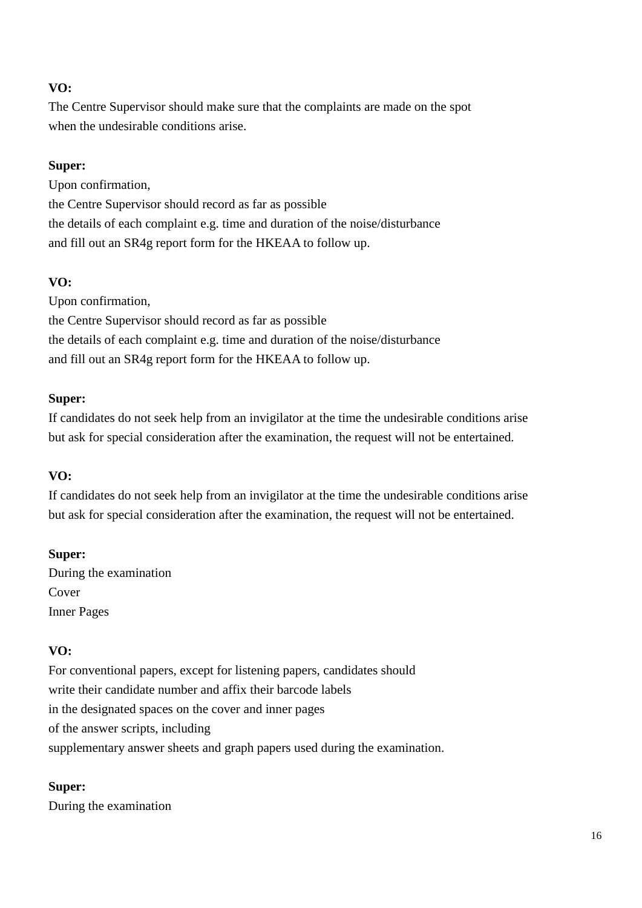**VO:**
The Centre Supervisor should make sure that the complaints are made on the spot
when the undesirable conditions arise.

**Super:**
Upon confirmation,
the Centre Supervisor should record as far as possible
the details of each complaint e.g. time and duration of the noise/disturbance
and fill out an SR4g report form for the HKEAA to follow up.

**VO:**
Upon confirmation,
the Centre Supervisor should record as far as possible
the details of each complaint e.g. time and duration of the noise/disturbance
and fill out an SR4g report form for the HKEAA to follow up.

**Super:**
If candidates do not seek help from an invigilator at the time the undesirable conditions arise
but ask for special consideration after the examination, the request will not be entertained.

**VO:**
If candidates do not seek help from an invigilator at the time the undesirable conditions arise
but ask for special consideration after the examination, the request will not be entertained.

**Super:**
During the examination
Cover
Inner Pages

**VO:**
For conventional papers, except for listening papers, candidates should
write their candidate number and affix their barcode labels
in the designated spaces on the cover and inner pages
of the answer scripts, including
supplementary answer sheets and graph papers used during the examination.

**Super:**
During the examination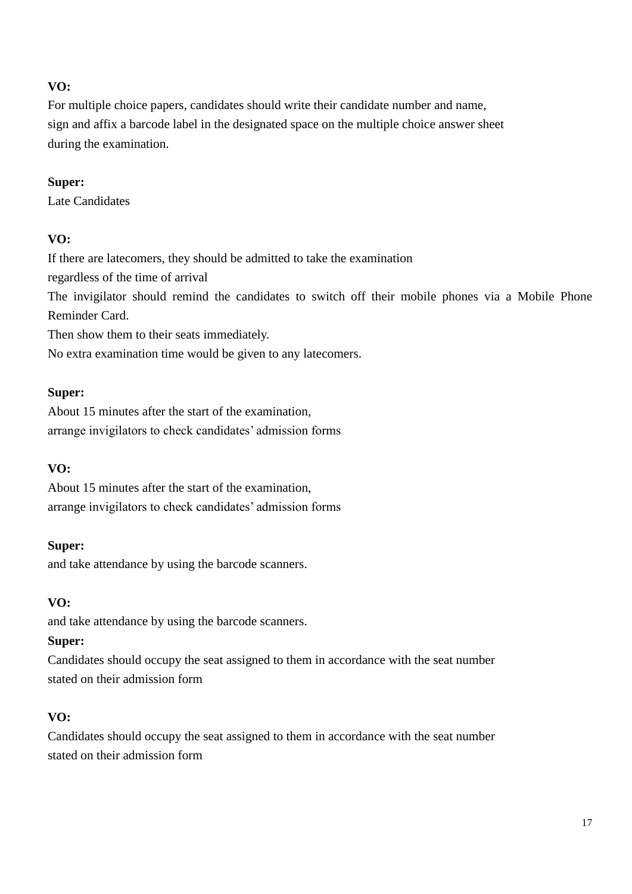**VO:**
For multiple choice papers, candidates should write their candidate number and name,
sign and affix a barcode label in the designated space on the multiple choice answer sheet
during the examination.

**Super:**
Late Candidates

**VO:**
If there are latecomers, they should be admitted to take the examination
regardless of the time of arrival
The invigilator should remind the candidates to switch off their mobile phones via a Mobile Phone Reminder Card.
Then show them to their seats immediately.
No extra examination time would be given to any latecomers.

**Super:**
About 15 minutes after the start of the examination,
arrange invigilators to check candidates' admission forms

**VO:**
About 15 minutes after the start of the examination,
arrange invigilators to check candidates' admission forms

**Super:**
and take attendance by using the barcode scanners.

**VO:**
and take attendance by using the barcode scanners.

**Super:**
Candidates should occupy the seat assigned to them in accordance with the seat number
stated on their admission form

**VO:**
Candidates should occupy the seat assigned to them in accordance with the seat number
stated on their admission form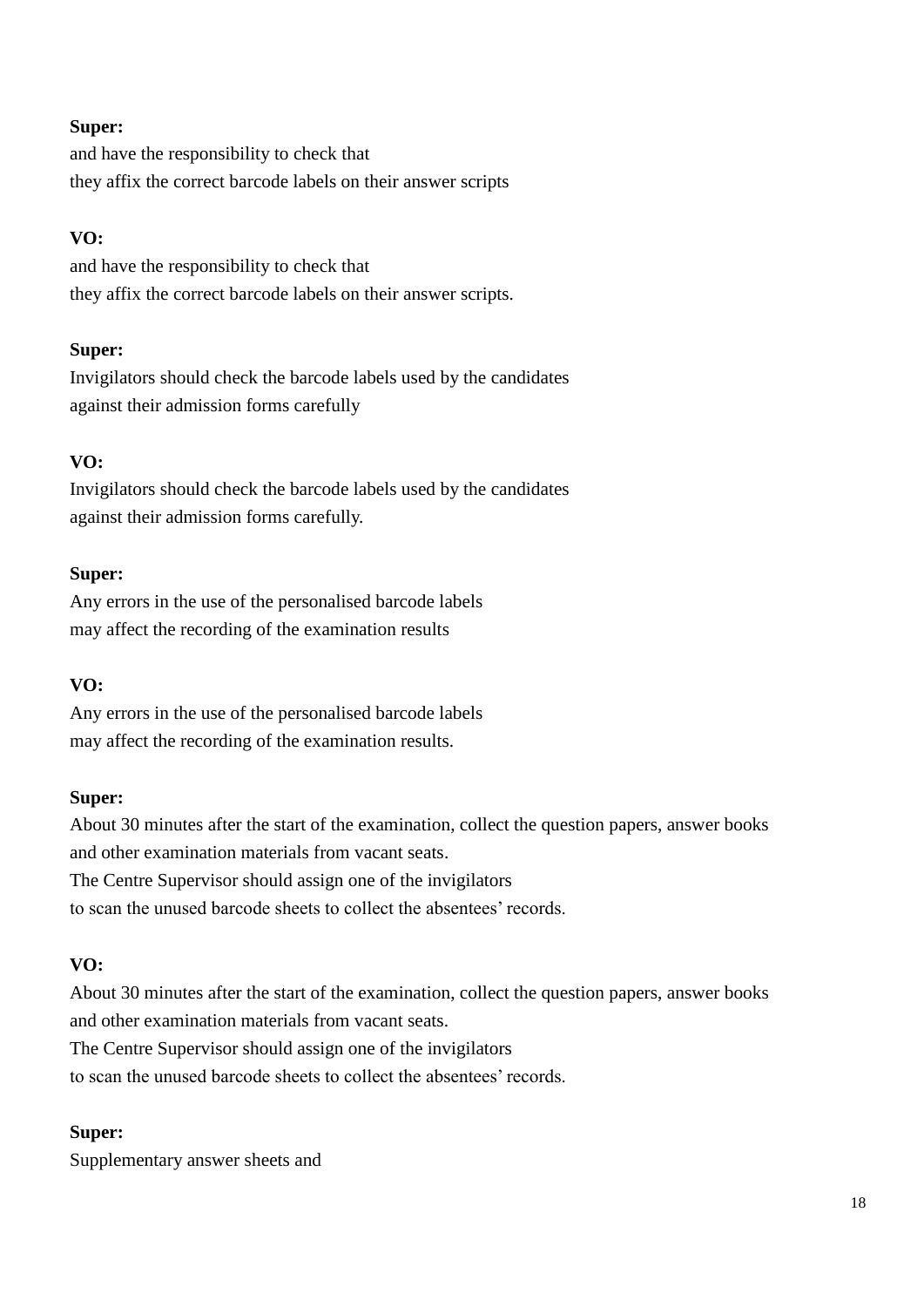**Super:**
and have the responsibility to check that
they affix the correct barcode labels on their answer scripts

**VO:**
and have the responsibility to check that
they affix the correct barcode labels on their answer scripts.

**Super:**
Invigilators should check the barcode labels used by the candidates
against their admission forms carefully

**VO:**
Invigilators should check the barcode labels used by the candidates
against their admission forms carefully.

**Super:**
Any errors in the use of the personalised barcode labels
may affect the recording of the examination results

**VO:**
Any errors in the use of the personalised barcode labels
may affect the recording of the examination results.

**Super:**
About 30 minutes after the start of the examination, collect the question papers, answer books
and other examination materials from vacant seats.
The Centre Supervisor should assign one of the invigilators
to scan the unused barcode sheets to collect the absentees' records.

**VO:**
About 30 minutes after the start of the examination, collect the question papers, answer books
and other examination materials from vacant seats.
The Centre Supervisor should assign one of the invigilators
to scan the unused barcode sheets to collect the absentees' records.

**Super:**
Supplementary answer sheets and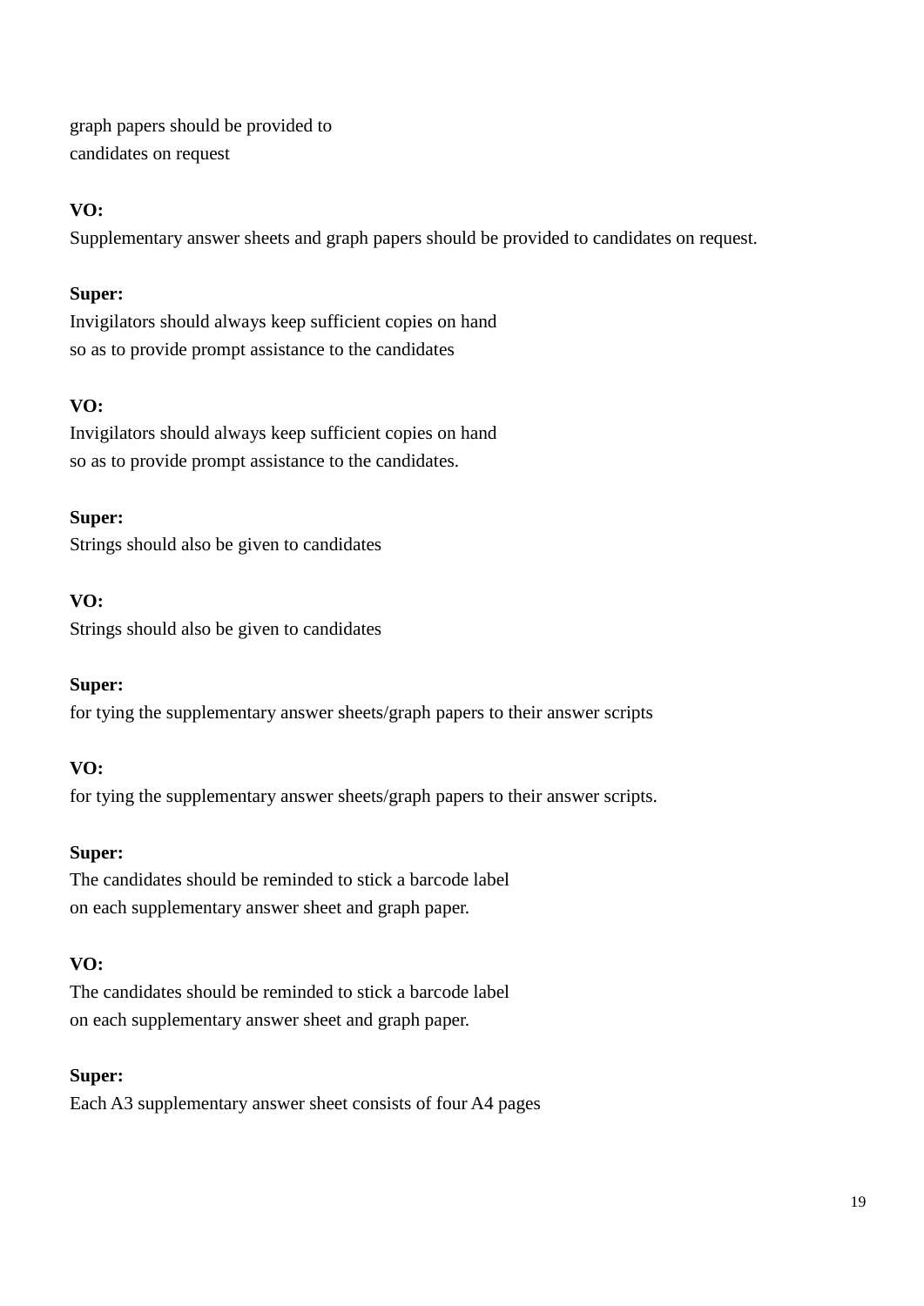graph papers should be provided to
candidates on request

**VO:**
Supplementary answer sheets and graph papers should be provided to candidates on request.

**Super:**
Invigilators should always keep sufficient copies on hand
so as to provide prompt assistance to the candidates

**VO:**
Invigilators should always keep sufficient copies on hand
so as to provide prompt assistance to the candidates.

**Super:**
Strings should also be given to candidates

**VO:**
Strings should also be given to candidates

**Super:**
for tying the supplementary answer sheets/graph papers to their answer scripts

**VO:**
for tying the supplementary answer sheets/graph papers to their answer scripts.

**Super:**
The candidates should be reminded to stick a barcode label
on each supplementary answer sheet and graph paper.

**VO:**
The candidates should be reminded to stick a barcode label
on each supplementary answer sheet and graph paper.

**Super:**
Each A3 supplementary answer sheet consists of four A4 pages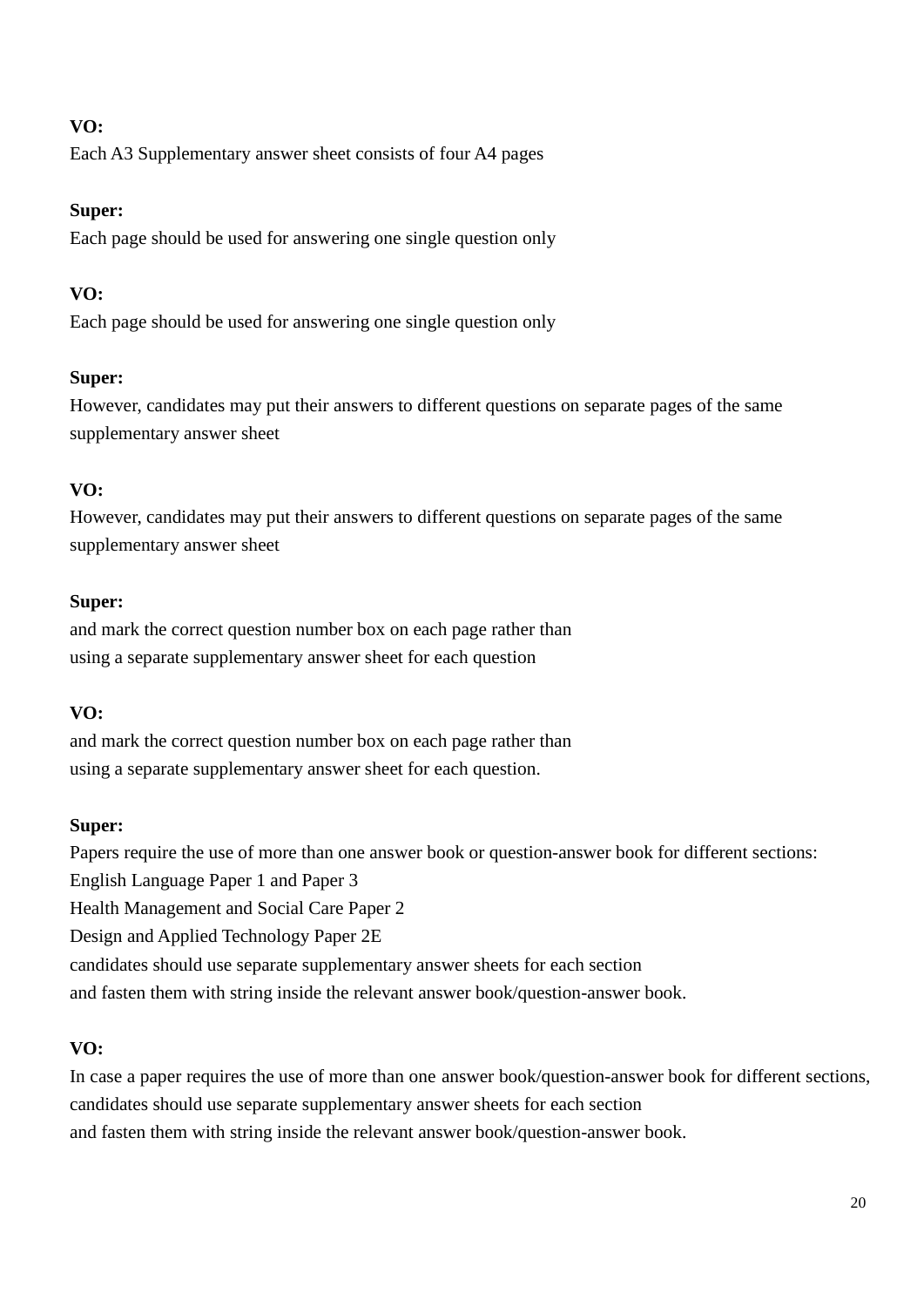**VO:**
Each A3 Supplementary answer sheet consists of four A4 pages

**Super:**
Each page should be used for answering one single question only

**VO:**
Each page should be used for answering one single question only

**Super:**
However, candidates may put their answers to different questions on separate pages of the same supplementary answer sheet

**VO:**
However, candidates may put their answers to different questions on separate pages of the same supplementary answer sheet

**Super:**
and mark the correct question number box on each page rather than
using a separate supplementary answer sheet for each question

**VO:**
and mark the correct question number box on each page rather than
using a separate supplementary answer sheet for each question.

**Super:**
Papers require the use of more than one answer book or question-answer book for different sections:
English Language Paper 1 and Paper 3
Health Management and Social Care Paper 2
Design and Applied Technology Paper 2E
candidates should use separate supplementary answer sheets for each section
and fasten them with string inside the relevant answer book/question-answer book.

**VO:**
In case a paper requires the use of more than one answer book/question-answer book for different sections,
candidates should use separate supplementary answer sheets for each section
and fasten them with string inside the relevant answer book/question-answer book.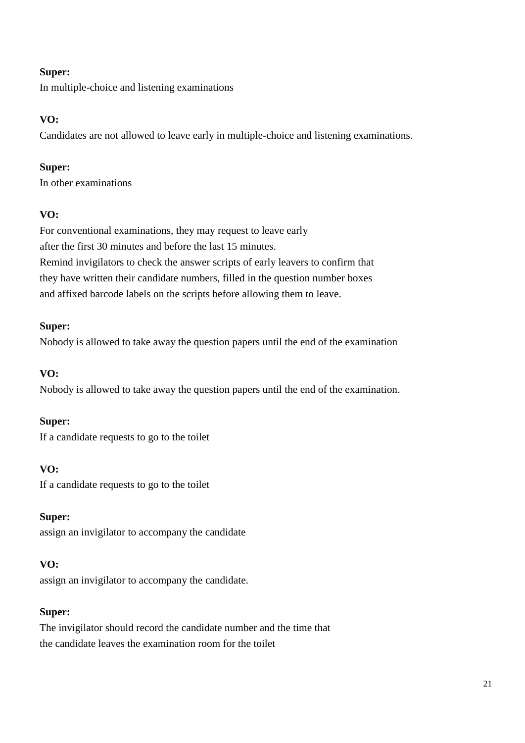**Super:**
In multiple-choice and listening examinations

**VO:**
Candidates are not allowed to leave early in multiple-choice and listening examinations.

**Super:**
In other examinations

**VO:**
For conventional examinations, they may request to leave early
after the first 30 minutes and before the last 15 minutes.
Remind invigilators to check the answer scripts of early leavers to confirm that
they have written their candidate numbers, filled in the question number boxes
and affixed barcode labels on the scripts before allowing them to leave.

**Super:**
Nobody is allowed to take away the question papers until the end of the examination

**VO:**
Nobody is allowed to take away the question papers until the end of the examination.

**Super:**
If a candidate requests to go to the toilet

**VO:**
If a candidate requests to go to the toilet

**Super:**
assign an invigilator to accompany the candidate

**VO:**
assign an invigilator to accompany the candidate.

**Super:**
The invigilator should record the candidate number and the time that
the candidate leaves the examination room for the toilet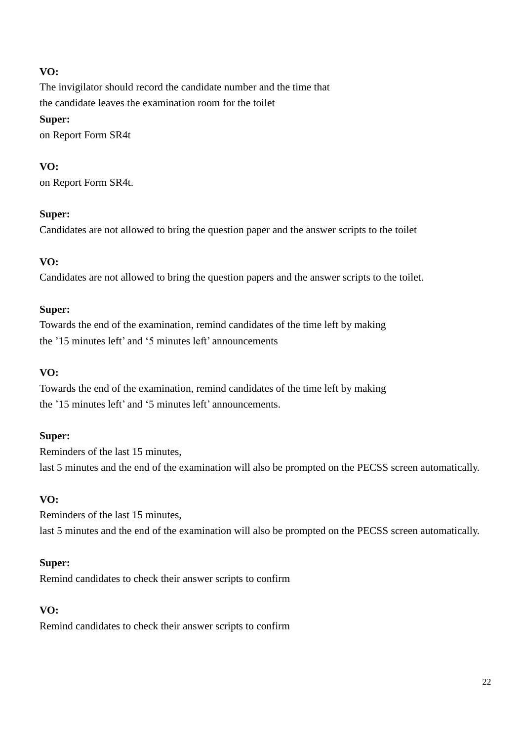**VO:**
The invigilator should record the candidate number and the time that
the candidate leaves the examination room for the toilet
**Super:**
on Report Form SR4t

**VO:**
on Report Form SR4t.

**Super:**
Candidates are not allowed to bring the question paper and the answer scripts to the toilet

**VO:**
Candidates are not allowed to bring the question papers and the answer scripts to the toilet.

**Super:**
Towards the end of the examination, remind candidates of the time left by making
the '15 minutes left' and '5 minutes left' announcements

**VO:**
Towards the end of the examination, remind candidates of the time left by making
the '15 minutes left' and '5 minutes left' announcements.

**Super:**
Reminders of the last 15 minutes,
last 5 minutes and the end of the examination will also be prompted on the PECSS screen automatically.

**VO:**
Reminders of the last 15 minutes,
last 5 minutes and the end of the examination will also be prompted on the PECSS screen automatically.

**Super:**
Remind candidates to check their answer scripts to confirm

**VO:**
Remind candidates to check their answer scripts to confirm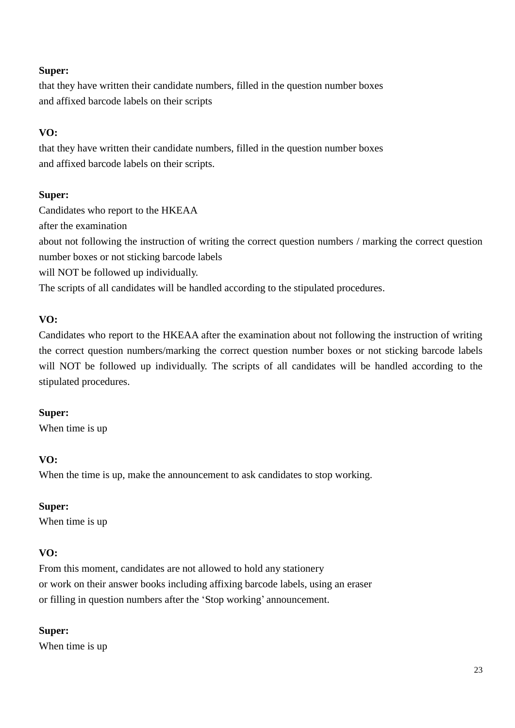**Super:**
that they have written their candidate numbers, filled in the question number boxes
and affixed barcode labels on their scripts

**VO:**
that they have written their candidate numbers, filled in the question number boxes
and affixed barcode labels on their scripts.

**Super:**
Candidates who report to the HKEAA
after the examination
about not following the instruction of writing the correct question numbers / marking the correct question number boxes or not sticking barcode labels
will NOT be followed up individually.
The scripts of all candidates will be handled according to the stipulated procedures.

**VO:**
Candidates who report to the HKEAA after the examination about not following the instruction of writing the correct question numbers/marking the correct question number boxes or not sticking barcode labels will NOT be followed up individually. The scripts of all candidates will be handled according to the stipulated procedures.

**Super:**
When time is up

**VO:**
When the time is up, make the announcement to ask candidates to stop working.

**Super:**
When time is up

**VO:**
From this moment, candidates are not allowed to hold any stationery
or work on their answer books including affixing barcode labels, using an eraser
or filling in question numbers after the 'Stop working' announcement.

**Super:**
When time is up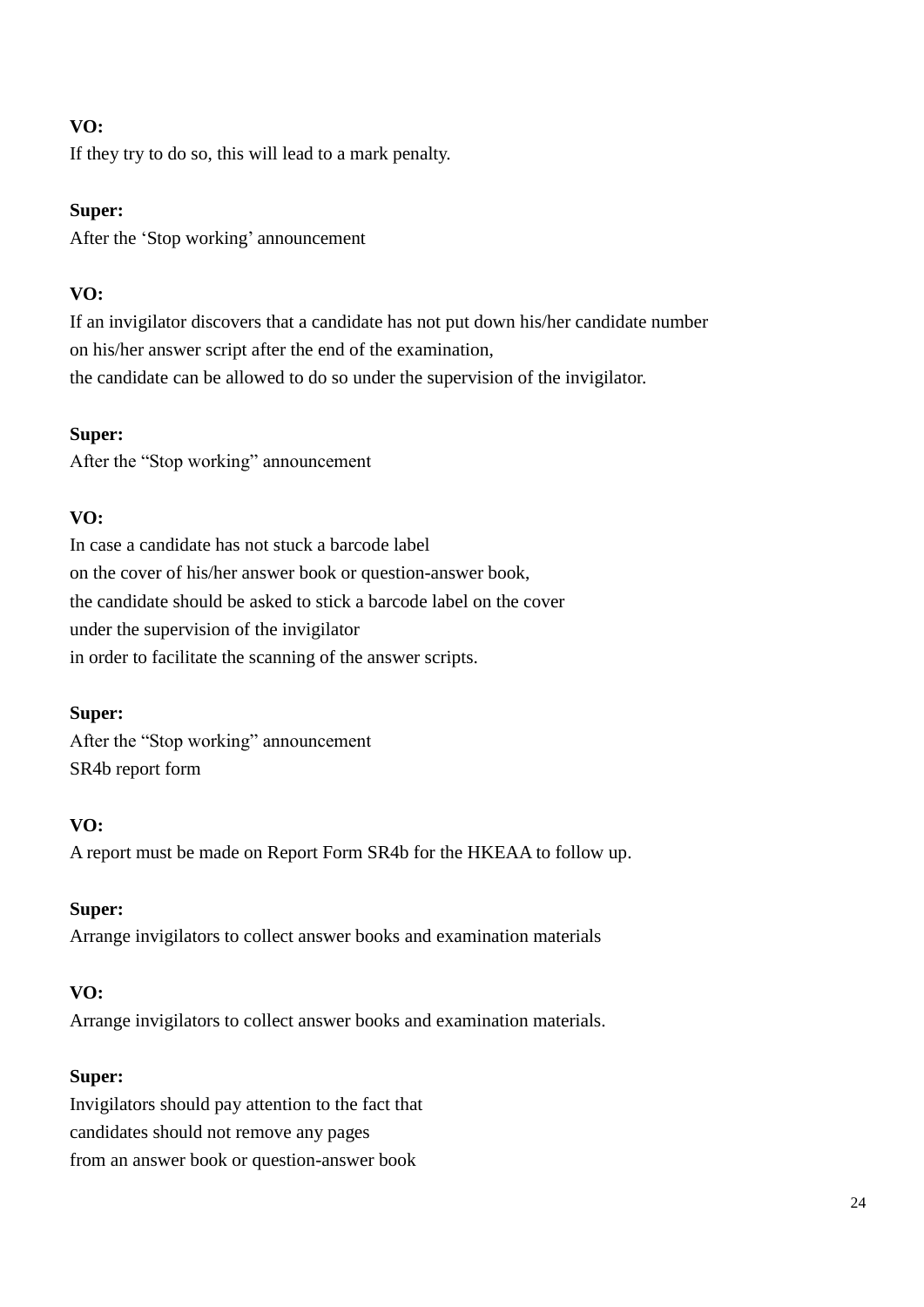**VO:**
If they try to do so, this will lead to a mark penalty.

**Super:**
After the ‘Stop working’ announcement

**VO:**
If an invigilator discovers that a candidate has not put down his/her candidate number
on his/her answer script after the end of the examination,
the candidate can be allowed to do so under the supervision of the invigilator.

**Super:**
After the “Stop working” announcement

**VO:**
In case a candidate has not stuck a barcode label
on the cover of his/her answer book or question-answer book,
the candidate should be asked to stick a barcode label on the cover
under the supervision of the invigilator
in order to facilitate the scanning of the answer scripts.

**Super:**
After the “Stop working” announcement
SR4b report form

**VO:**
A report must be made on Report Form SR4b for the HKEAA to follow up.

**Super:**
Arrange invigilators to collect answer books and examination materials

**VO:**
Arrange invigilators to collect answer books and examination materials.

**Super:**
Invigilators should pay attention to the fact that
candidates should not remove any pages
from an answer book or question-answer book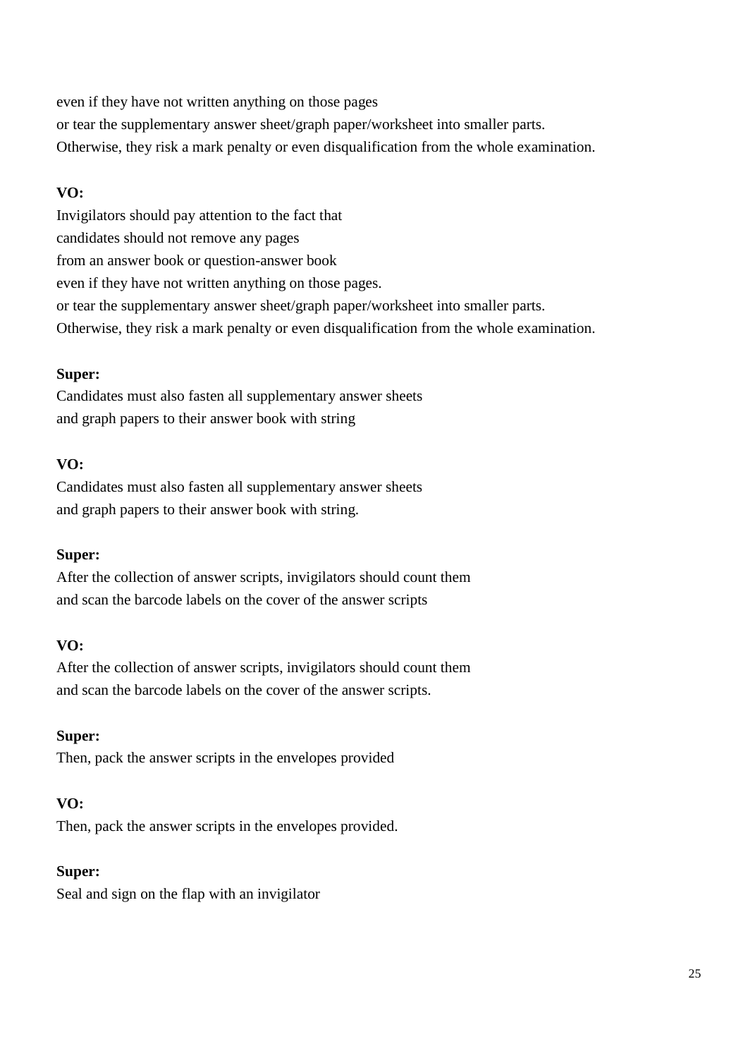even if they have not written anything on those pages
or tear the supplementary answer sheet/graph paper/worksheet into smaller parts.
Otherwise, they risk a mark penalty or even disqualification from the whole examination.

**VO:**
Invigilators should pay attention to the fact that
candidates should not remove any pages
from an answer book or question-answer book
even if they have not written anything on those pages.
or tear the supplementary answer sheet/graph paper/worksheet into smaller parts.
Otherwise, they risk a mark penalty or even disqualification from the whole examination.

**Super:**
Candidates must also fasten all supplementary answer sheets
and graph papers to their answer book with string

**VO:**
Candidates must also fasten all supplementary answer sheets
and graph papers to their answer book with string.

**Super:**
After the collection of answer scripts, invigilators should count them
and scan the barcode labels on the cover of the answer scripts

**VO:**
After the collection of answer scripts, invigilators should count them
and scan the barcode labels on the cover of the answer scripts.

**Super:**
Then, pack the answer scripts in the envelopes provided

**VO:**
Then, pack the answer scripts in the envelopes provided.

**Super:**
Seal and sign on the flap with an invigilator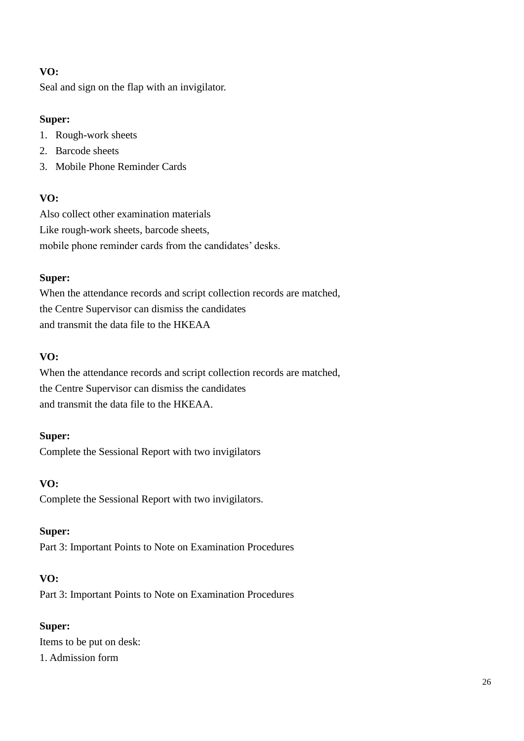**VO:**
Seal and sign on the flap with an invigilator.

**Super:**
1. Rough-work sheets
2. Barcode sheets
3. Mobile Phone Reminder Cards

**VO:**
Also collect other examination materials
Like rough-work sheets, barcode sheets,
mobile phone reminder cards from the candidates' desks.

**Super:**
When the attendance records and script collection records are matched,
the Centre Supervisor can dismiss the candidates
and transmit the data file to the HKEAA

**VO:**
When the attendance records and script collection records are matched,
the Centre Supervisor can dismiss the candidates
and transmit the data file to the HKEAA.

**Super:**
Complete the Sessional Report with two invigilators

**VO:**
Complete the Sessional Report with two invigilators.

**Super:**
Part 3: Important Points to Note on Examination Procedures

**VO:**
Part 3: Important Points to Note on Examination Procedures

**Super:**
Items to be put on desk:
1. Admission form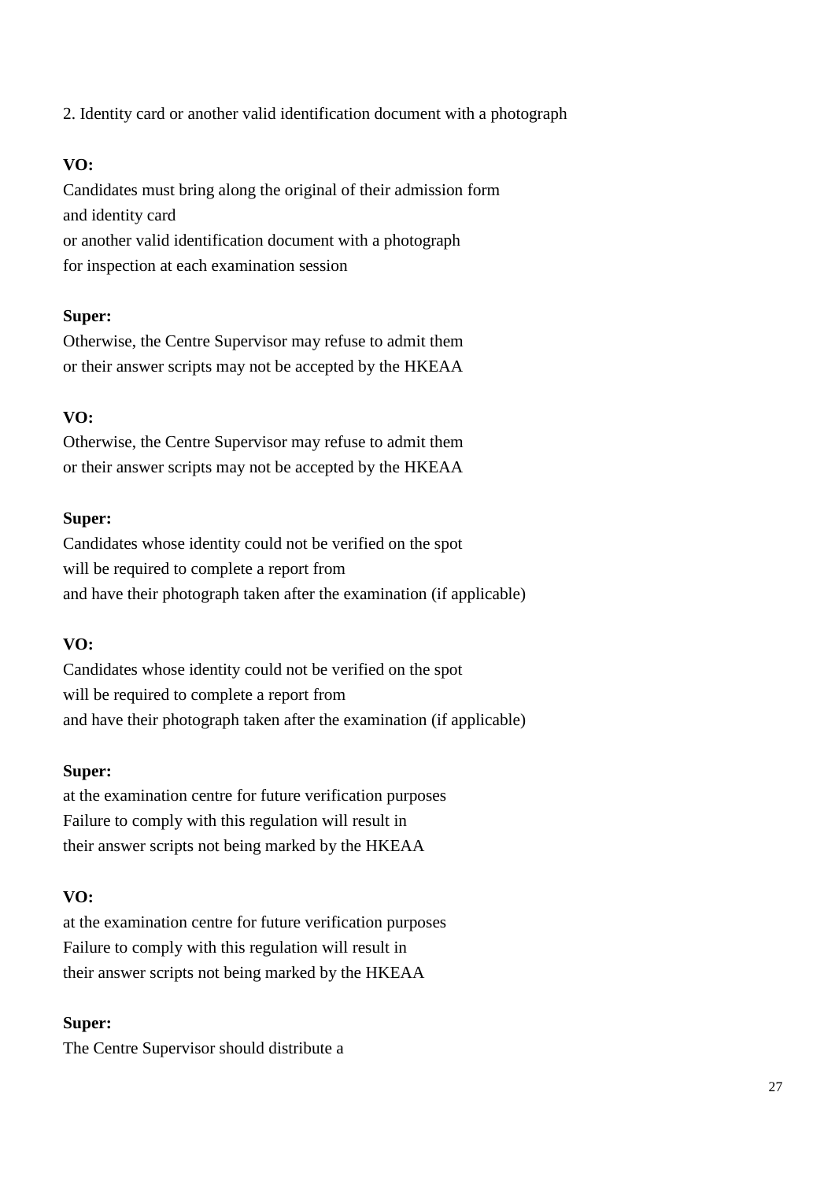2. Identity card or another valid identification document with a photograph

**VO:**
Candidates must bring along the original of their admission form
and identity card
or another valid identification document with a photograph
for inspection at each examination session

**Super:**
Otherwise, the Centre Supervisor may refuse to admit them
or their answer scripts may not be accepted by the HKEAA

**VO:**
Otherwise, the Centre Supervisor may refuse to admit them
or their answer scripts may not be accepted by the HKEAA

**Super:**
Candidates whose identity could not be verified on the spot
will be required to complete a report from
and have their photograph taken after the examination (if applicable)

**VO:**
Candidates whose identity could not be verified on the spot
will be required to complete a report from
and have their photograph taken after the examination (if applicable)

**Super:**
at the examination centre for future verification purposes
Failure to comply with this regulation will result in
their answer scripts not being marked by the HKEAA

**VO:**
at the examination centre for future verification purposes
Failure to comply with this regulation will result in
their answer scripts not being marked by the HKEAA

**Super:**
The Centre Supervisor should distribute a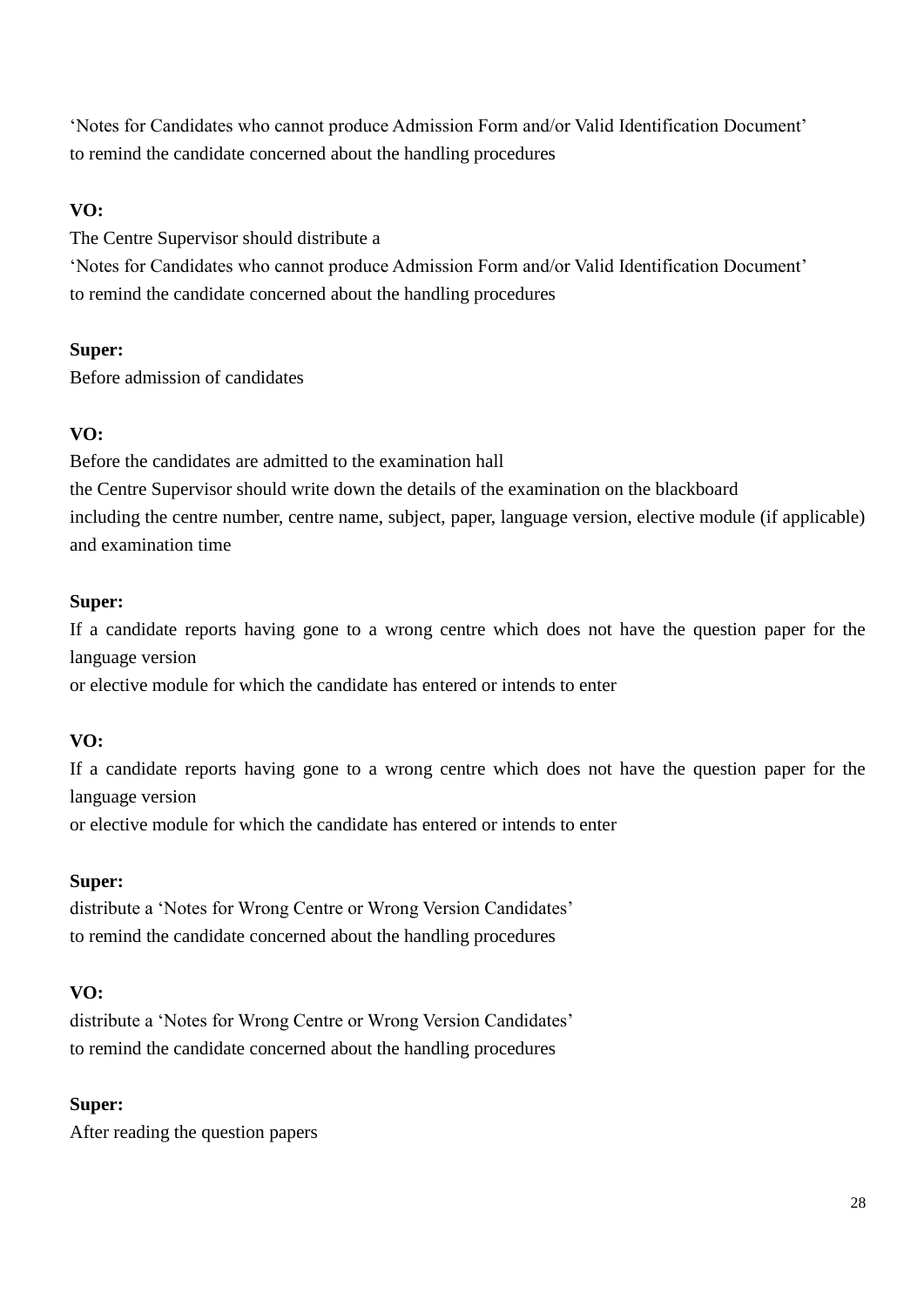'Notes for Candidates who cannot produce Admission Form and/or Valid Identification Document'
to remind the candidate concerned about the handling procedures

**VO:**
The Centre Supervisor should distribute a
'Notes for Candidates who cannot produce Admission Form and/or Valid Identification Document'
to remind the candidate concerned about the handling procedures

**Super:**
Before admission of candidates

**VO:**
Before the candidates are admitted to the examination hall
the Centre Supervisor should write down the details of the examination on the blackboard
including the centre number, centre name, subject, paper, language version, elective module (if applicable) and examination time

**Super:**
If a candidate reports having gone to a wrong centre which does not have the question paper for the language version
or elective module for which the candidate has entered or intends to enter

**VO:**
If a candidate reports having gone to a wrong centre which does not have the question paper for the language version
or elective module for which the candidate has entered or intends to enter

**Super:**
distribute a 'Notes for Wrong Centre or Wrong Version Candidates'
to remind the candidate concerned about the handling procedures

**VO:**
distribute a 'Notes for Wrong Centre or Wrong Version Candidates'
to remind the candidate concerned about the handling procedures

**Super:**
After reading the question papers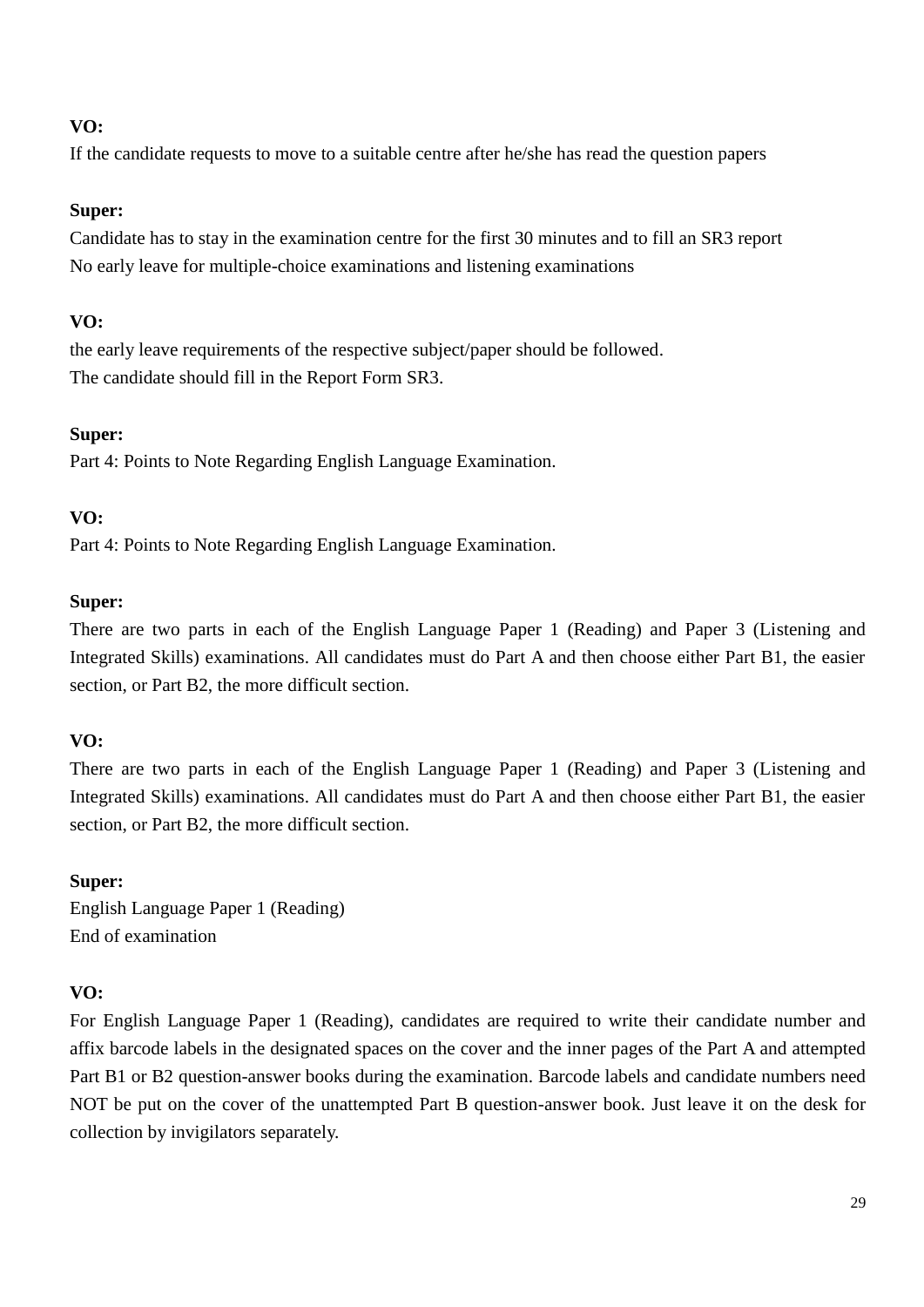**VO:**
If the candidate requests to move to a suitable centre after he/she has read the question papers

**Super:**
Candidate has to stay in the examination centre for the first 30 minutes and to fill an SR3 report
No early leave for multiple-choice examinations and listening examinations

**VO:**
the early leave requirements of the respective subject/paper should be followed.
The candidate should fill in the Report Form SR3.

**Super:**
Part 4: Points to Note Regarding English Language Examination.

**VO:**
Part 4: Points to Note Regarding English Language Examination.

**Super:**
There are two parts in each of the English Language Paper 1 (Reading) and Paper 3 (Listening and Integrated Skills) examinations. All candidates must do Part A and then choose either Part B1, the easier section, or Part B2, the more difficult section.

**VO:**
There are two parts in each of the English Language Paper 1 (Reading) and Paper 3 (Listening and Integrated Skills) examinations. All candidates must do Part A and then choose either Part B1, the easier section, or Part B2, the more difficult section.

**Super:**
English Language Paper 1 (Reading)
End of examination

**VO:**
For English Language Paper 1 (Reading), candidates are required to write their candidate number and affix barcode labels in the designated spaces on the cover and the inner pages of the Part A and attempted Part B1 or B2 question-answer books during the examination. Barcode labels and candidate numbers need NOT be put on the cover of the unattempted Part B question-answer book. Just leave it on the desk for collection by invigilators separately.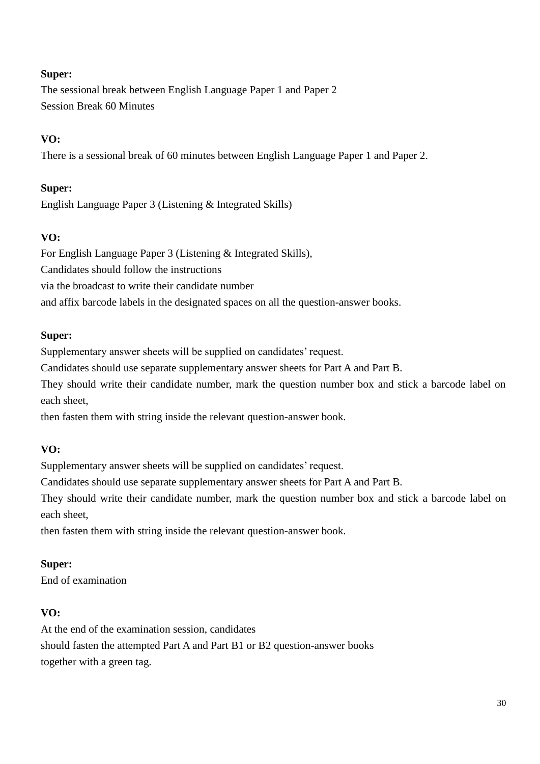**Super:**

The sessional break between English Language Paper 1 and Paper 2
Session Break 60 Minutes

**VO:**

There is a sessional break of 60 minutes between English Language Paper 1 and Paper 2.

**Super:**

English Language Paper 3 (Listening & Integrated Skills)

**VO:**

For English Language Paper 3 (Listening & Integrated Skills),
Candidates should follow the instructions
via the broadcast to write their candidate number
and affix barcode labels in the designated spaces on all the question-answer books.

**Super:**

Supplementary answer sheets will be supplied on candidates' request.
Candidates should use separate supplementary answer sheets for Part A and Part B.
They should write their candidate number, mark the question number box and stick a barcode label on each sheet,
then fasten them with string inside the relevant question-answer book.

**VO:**

Supplementary answer sheets will be supplied on candidates' request.
Candidates should use separate supplementary answer sheets for Part A and Part B.
They should write their candidate number, mark the question number box and stick a barcode label on each sheet,
then fasten them with string inside the relevant question-answer book.

**Super:**

End of examination

**VO:**

At the end of the examination session, candidates
should fasten the attempted Part A and Part B1 or B2 question-answer books
together with a green tag.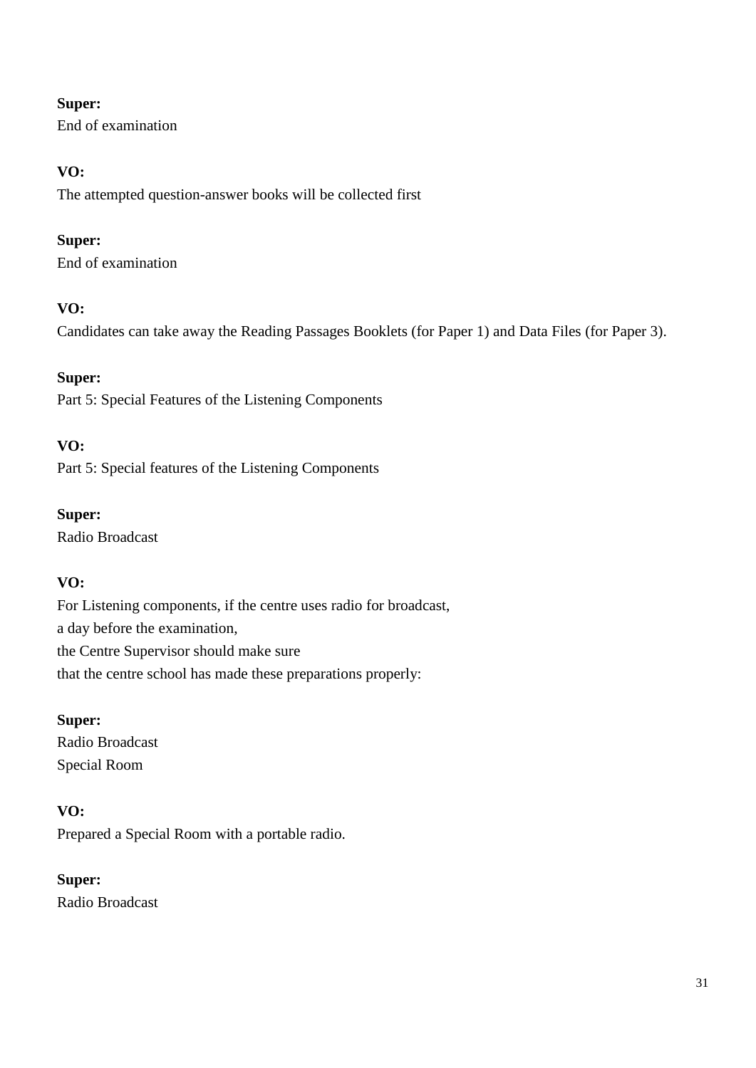**Super:**
End of examination

**VO:**
The attempted question-answer books will be collected first

**Super:**
End of examination

**VO:**
Candidates can take away the Reading Passages Booklets (for Paper 1) and Data Files (for Paper 3).

**Super:**
Part 5: Special Features of the Listening Components

**VO:**
Part 5: Special features of the Listening Components

**Super:**
Radio Broadcast

**VO:**
For Listening components, if the centre uses radio for broadcast,
a day before the examination,
the Centre Supervisor should make sure
that the centre school has made these preparations properly:

**Super:**
Radio Broadcast
Special Room

**VO:**
Prepared a Special Room with a portable radio.

**Super:**
Radio Broadcast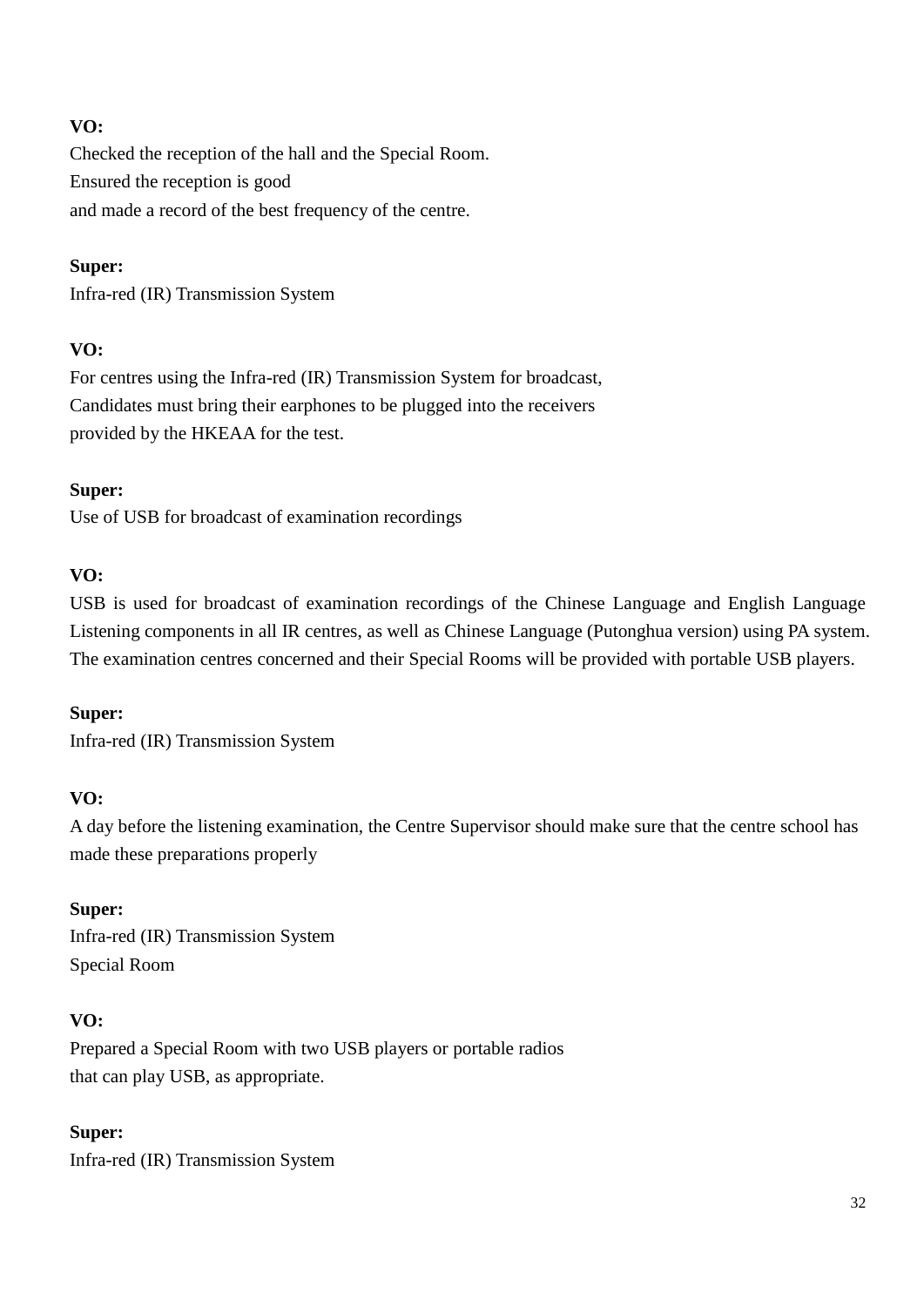**VO:**
Checked the reception of the hall and the Special Room.
Ensured the reception is good
and made a record of the best frequency of the centre.

**Super:**
Infra-red (IR) Transmission System

**VO:**
For centres using the Infra-red (IR) Transmission System for broadcast,
Candidates must bring their earphones to be plugged into the receivers
provided by the HKEAA for the test.

**Super:**
Use of USB for broadcast of examination recordings

**VO:**
USB is used for broadcast of examination recordings of the Chinese Language and English Language Listening components in all IR centres, as well as Chinese Language (Putonghua version) using PA system. The examination centres concerned and their Special Rooms will be provided with portable USB players.

**Super:**
Infra-red (IR) Transmission System

**VO:**
A day before the listening examination, the Centre Supervisor should make sure that the centre school has made these preparations properly

**Super:**
Infra-red (IR) Transmission System
Special Room

**VO:**
Prepared a Special Room with two USB players or portable radios
that can play USB, as appropriate.

**Super:**
Infra-red (IR) Transmission System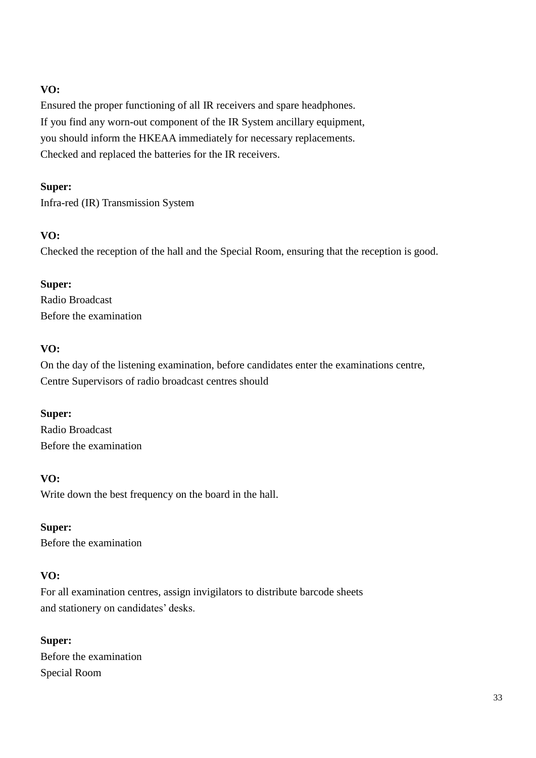**VO:**
Ensured the proper functioning of all IR receivers and spare headphones.
If you find any worn-out component of the IR System ancillary equipment,
you should inform the HKEAA immediately for necessary replacements.
Checked and replaced the batteries for the IR receivers.

**Super:**
Infra-red (IR) Transmission System

**VO:**
Checked the reception of the hall and the Special Room, ensuring that the reception is good.

**Super:**
Radio Broadcast
Before the examination

**VO:**
On the day of the listening examination, before candidates enter the examinations centre,
Centre Supervisors of radio broadcast centres should

**Super:**
Radio Broadcast
Before the examination

**VO:**
Write down the best frequency on the board in the hall.

**Super:**
Before the examination

**VO:**
For all examination centres, assign invigilators to distribute barcode sheets
and stationery on candidates' desks.

**Super:**
Before the examination
Special Room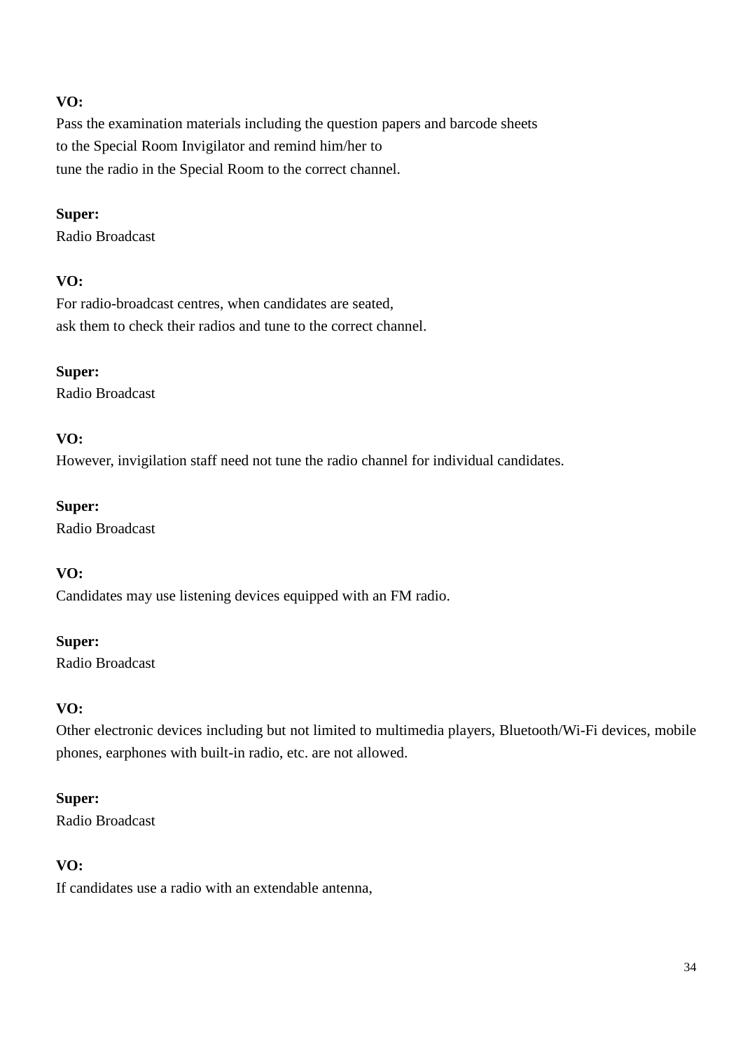**VO:**
Pass the examination materials including the question papers and barcode sheets
to the Special Room Invigilator and remind him/her to
tune the radio in the Special Room to the correct channel.

**Super:**
Radio Broadcast

**VO:**
For radio-broadcast centres, when candidates are seated,
ask them to check their radios and tune to the correct channel.

**Super:**
Radio Broadcast

**VO:**
However, invigilation staff need not tune the radio channel for individual candidates.

**Super:**
Radio Broadcast

**VO:**
Candidates may use listening devices equipped with an FM radio.

**Super:**
Radio Broadcast

**VO:**
Other electronic devices including but not limited to multimedia players, Bluetooth/Wi-Fi devices, mobile phones, earphones with built-in radio, etc. are not allowed.

**Super:**
Radio Broadcast

**VO:**
If candidates use a radio with an extendable antenna,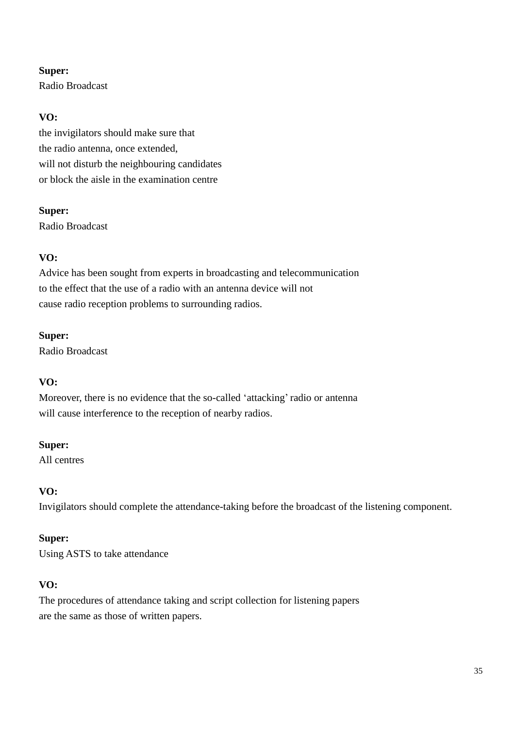**Super:**
Radio Broadcast

**VO:**
the invigilators should make sure that
the radio antenna, once extended,
will not disturb the neighbouring candidates
or block the aisle in the examination centre

**Super:**
Radio Broadcast

**VO:**
Advice has been sought from experts in broadcasting and telecommunication
to the effect that the use of a radio with an antenna device will not
cause radio reception problems to surrounding radios.

**Super:**
Radio Broadcast

**VO:**
Moreover, there is no evidence that the so-called 'attacking' radio or antenna
will cause interference to the reception of nearby radios.

**Super:**
All centres

**VO:**
Invigilators should complete the attendance-taking before the broadcast of the listening component.

**Super:**
Using ASTS to take attendance

**VO:**
The procedures of attendance taking and script collection for listening papers
are the same as those of written papers.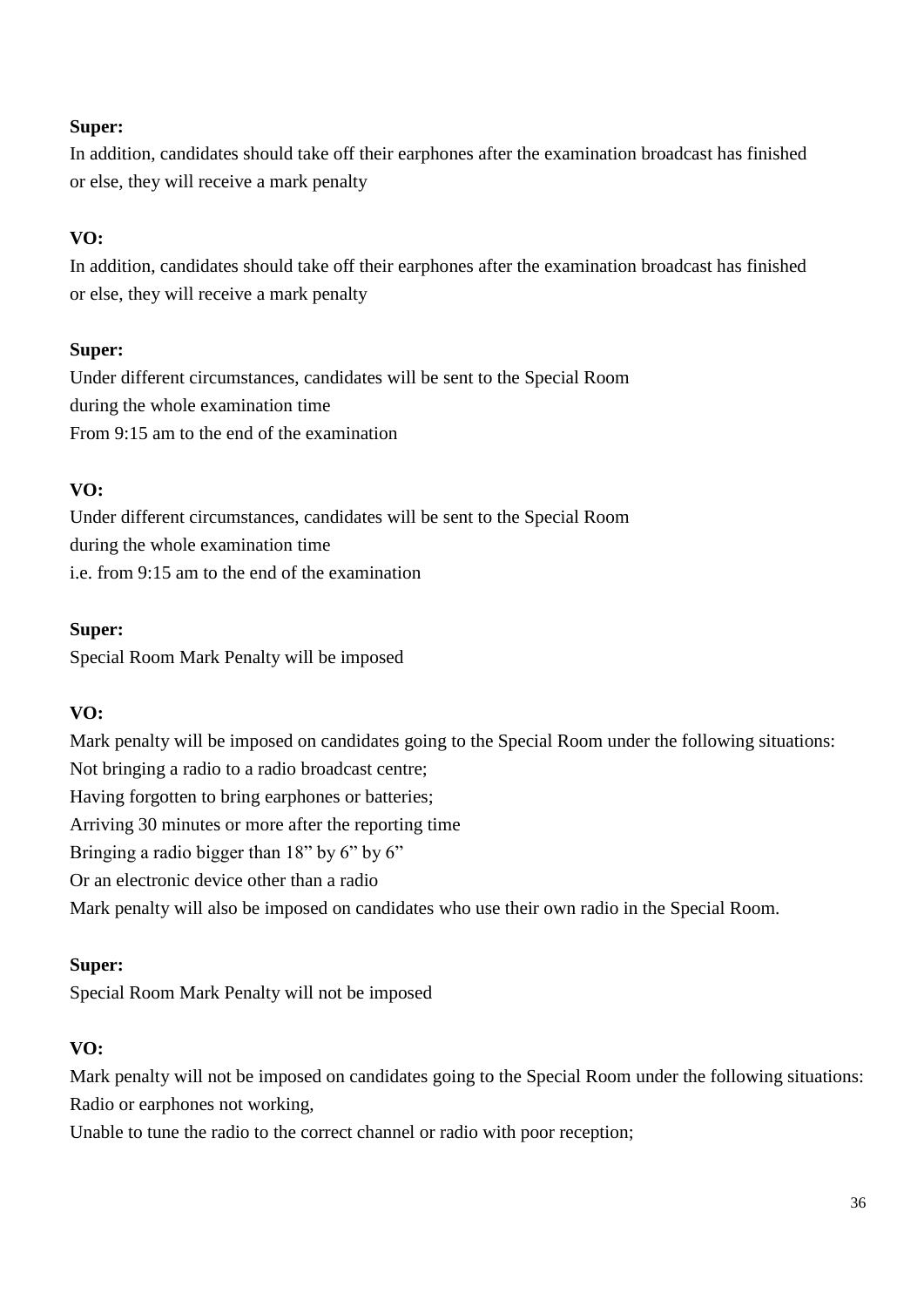**Super:**

In addition, candidates should take off their earphones after the examination broadcast has finished or else, they will receive a mark penalty

**VO:**

In addition, candidates should take off their earphones after the examination broadcast has finished or else, they will receive a mark penalty

**Super:**

Under different circumstances, candidates will be sent to the Special Room
during the whole examination time
From 9:15 am to the end of the examination

**VO:**

Under different circumstances, candidates will be sent to the Special Room
during the whole examination time
i.e. from 9:15 am to the end of the examination

**Super:**

Special Room Mark Penalty will be imposed

**VO:**

Mark penalty will be imposed on candidates going to the Special Room under the following situations:
Not bringing a radio to a radio broadcast centre;
Having forgotten to bring earphones or batteries;
Arriving 30 minutes or more after the reporting time
Bringing a radio bigger than 18" by 6" by 6"
Or an electronic device other than a radio
Mark penalty will also be imposed on candidates who use their own radio in the Special Room.

**Super:**

Special Room Mark Penalty will not be imposed

**VO:**

Mark penalty will not be imposed on candidates going to the Special Room under the following situations:
Radio or earphones not working,
Unable to tune the radio to the correct channel or radio with poor reception;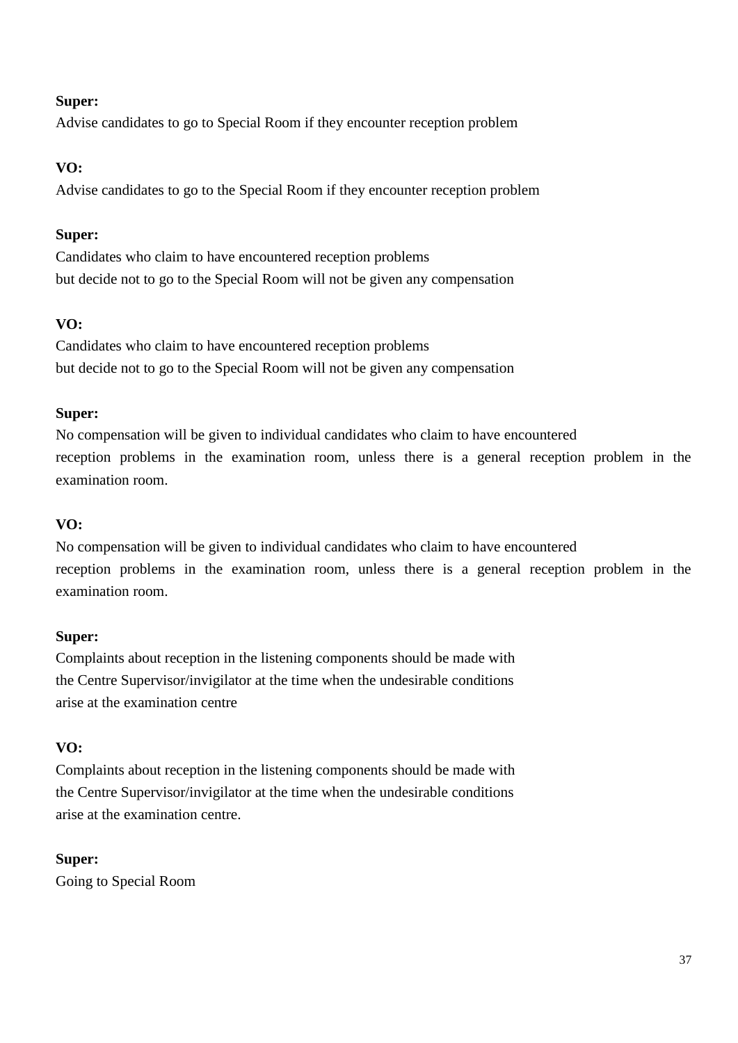**Super:**
Advise candidates to go to Special Room if they encounter reception problem

**VO:**
Advise candidates to go to the Special Room if they encounter reception problem

**Super:**
Candidates who claim to have encountered reception problems
but decide not to go to the Special Room will not be given any compensation

**VO:**
Candidates who claim to have encountered reception problems
but decide not to go to the Special Room will not be given any compensation

**Super:**
No compensation will be given to individual candidates who claim to have encountered
reception problems in the examination room, unless there is a general reception problem in the examination room.

**VO:**
No compensation will be given to individual candidates who claim to have encountered
reception problems in the examination room, unless there is a general reception problem in the examination room.

**Super:**
Complaints about reception in the listening components should be made with
the Centre Supervisor/invigilator at the time when the undesirable conditions
arise at the examination centre

**VO:**
Complaints about reception in the listening components should be made with
the Centre Supervisor/invigilator at the time when the undesirable conditions
arise at the examination centre.

**Super:**
Going to Special Room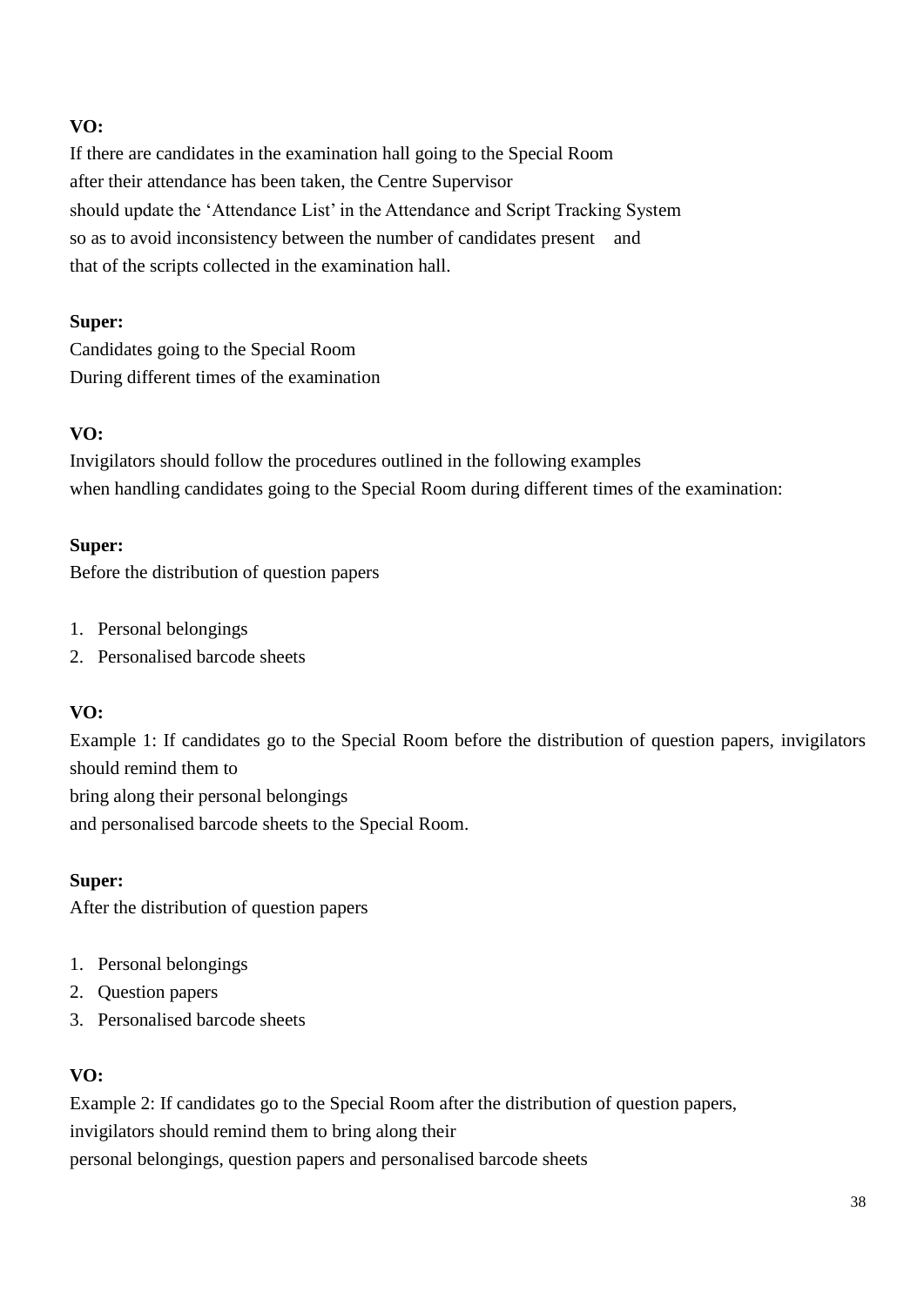**VO:**

If there are candidates in the examination hall going to the Special Room
after their attendance has been taken, the Centre Supervisor
should update the 'Attendance List' in the Attendance and Script Tracking System
so as to avoid inconsistency between the number of candidates present and
that of the scripts collected in the examination hall.

**Super:**

Candidates going to the Special Room
During different times of the examination

**VO:**

Invigilators should follow the procedures outlined in the following examples
when handling candidates going to the Special Room during different times of the examination:

**Super:**

Before the distribution of question papers

1. Personal belongings
2. Personalised barcode sheets

**VO:**

Example 1: If candidates go to the Special Room before the distribution of question papers, invigilators should remind them to
bring along their personal belongings
and personalised barcode sheets to the Special Room.

**Super:**

After the distribution of question papers

1. Personal belongings
2. Question papers
3. Personalised barcode sheets

**VO:**

Example 2: If candidates go to the Special Room after the distribution of question papers,
invigilators should remind them to bring along their
personal belongings, question papers and personalised barcode sheets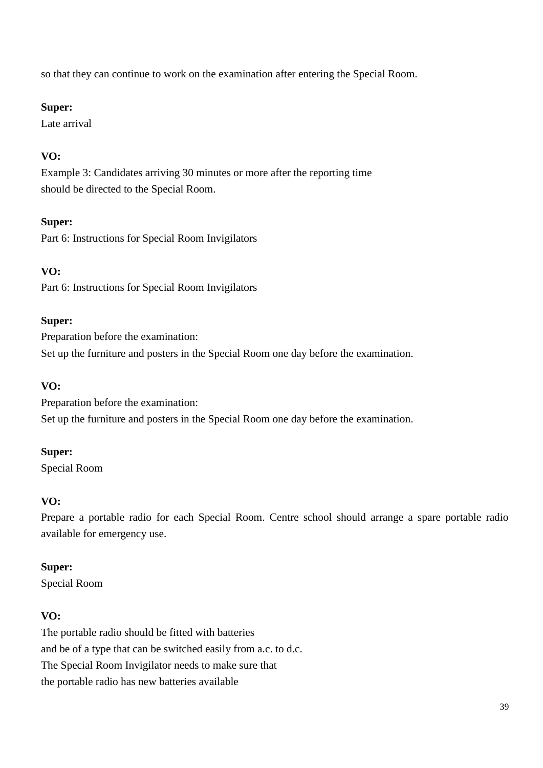so that they can continue to work on the examination after entering the Special Room.

**Super:**
Late arrival

**VO:**
Example 3: Candidates arriving 30 minutes or more after the reporting time
should be directed to the Special Room.

**Super:**
Part 6: Instructions for Special Room Invigilators

**VO:**
Part 6: Instructions for Special Room Invigilators

**Super:**
Preparation before the examination:
Set up the furniture and posters in the Special Room one day before the examination.

**VO:**
Preparation before the examination:
Set up the furniture and posters in the Special Room one day before the examination.

**Super:**
Special Room

**VO:**
Prepare a portable radio for each Special Room. Centre school should arrange a spare portable radio available for emergency use.

**Super:**
Special Room

**VO:**
The portable radio should be fitted with batteries
and be of a type that can be switched easily from a.c. to d.c.
The Special Room Invigilator needs to make sure that
the portable radio has new batteries available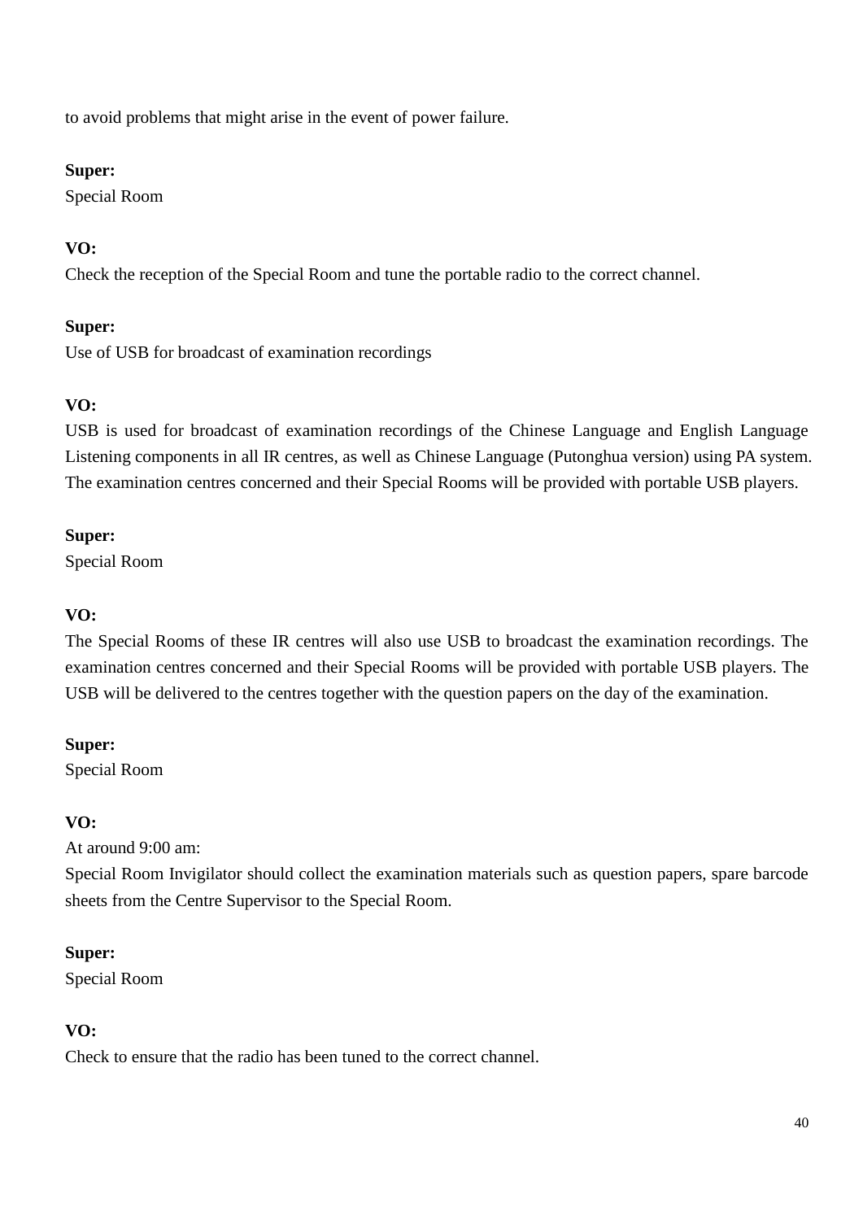to avoid problems that might arise in the event of power failure.

**Super:**
Special Room

**VO:**
Check the reception of the Special Room and tune the portable radio to the correct channel.

**Super:**
Use of USB for broadcast of examination recordings

**VO:**
USB is used for broadcast of examination recordings of the Chinese Language and English Language Listening components in all IR centres, as well as Chinese Language (Putonghua version) using PA system. The examination centres concerned and their Special Rooms will be provided with portable USB players.

**Super:**
Special Room

**VO:**
The Special Rooms of these IR centres will also use USB to broadcast the examination recordings. The examination centres concerned and their Special Rooms will be provided with portable USB players. The USB will be delivered to the centres together with the question papers on the day of the examination.

**Super:**
Special Room

**VO:**
At around 9:00 am:
Special Room Invigilator should collect the examination materials such as question papers, spare barcode sheets from the Centre Supervisor to the Special Room.

**Super:**
Special Room

**VO:**
Check to ensure that the radio has been tuned to the correct channel.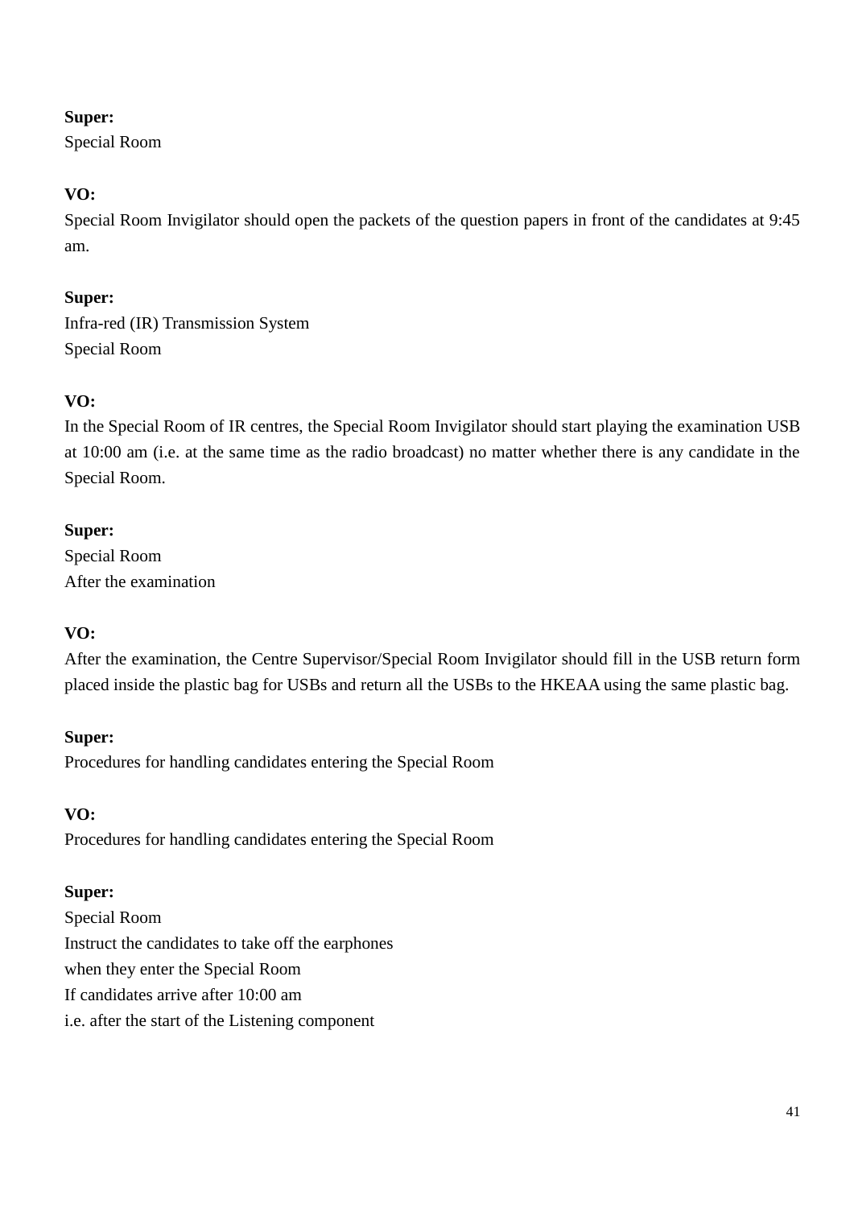**Super:**
Special Room

**VO:**
Special Room Invigilator should open the packets of the question papers in front of the candidates at 9:45 am.

**Super:**
Infra-red (IR) Transmission System
Special Room

**VO:**
In the Special Room of IR centres, the Special Room Invigilator should start playing the examination USB at 10:00 am (i.e. at the same time as the radio broadcast) no matter whether there is any candidate in the Special Room.

**Super:**
Special Room
After the examination

**VO:**
After the examination, the Centre Supervisor/Special Room Invigilator should fill in the USB return form placed inside the plastic bag for USBs and return all the USBs to the HKEAA using the same plastic bag.

**Super:**
Procedures for handling candidates entering the Special Room

**VO:**
Procedures for handling candidates entering the Special Room

**Super:**
Special Room
Instruct the candidates to take off the earphones
when they enter the Special Room
If candidates arrive after 10:00 am
i.e. after the start of the Listening component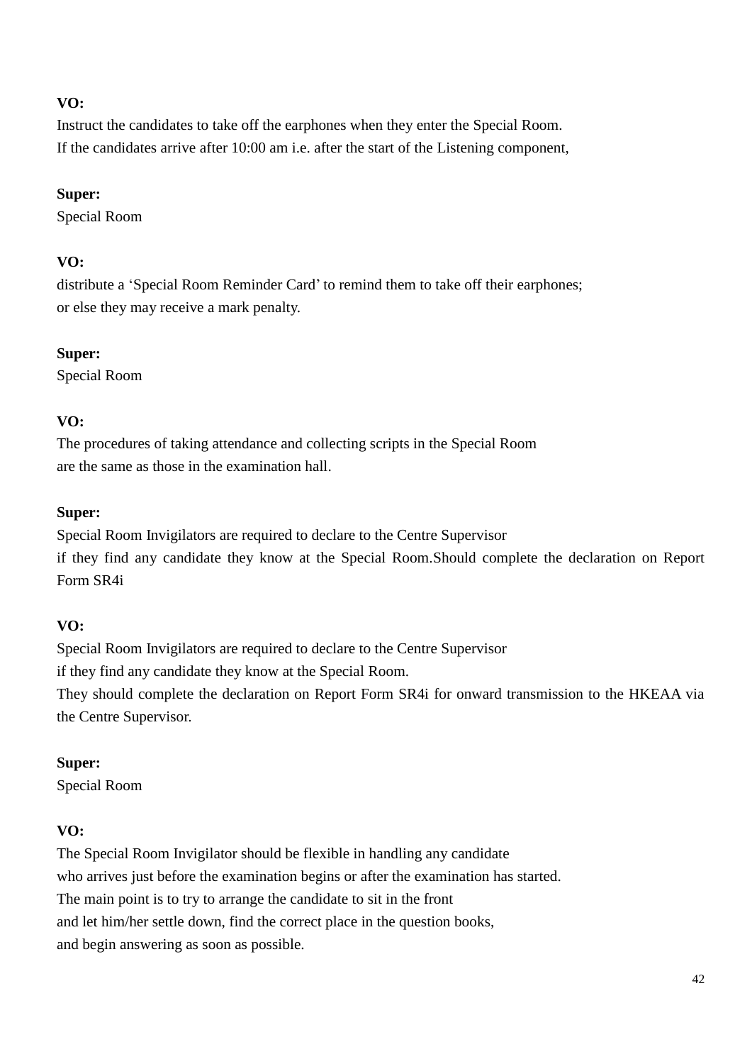**VO:**
Instruct the candidates to take off the earphones when they enter the Special Room.
If the candidates arrive after 10:00 am i.e. after the start of the Listening component,

**Super:**
Special Room

**VO:**
distribute a 'Special Room Reminder Card' to remind them to take off their earphones;
or else they may receive a mark penalty.

**Super:**
Special Room

**VO:**
The procedures of taking attendance and collecting scripts in the Special Room
are the same as those in the examination hall.

**Super:**
Special Room Invigilators are required to declare to the Centre Supervisor
if they find any candidate they know at the Special Room.Should complete the declaration on Report Form SR4i

**VO:**
Special Room Invigilators are required to declare to the Centre Supervisor
if they find any candidate they know at the Special Room.
They should complete the declaration on Report Form SR4i for onward transmission to the HKEAA via the Centre Supervisor.

**Super:**
Special Room

**VO:**
The Special Room Invigilator should be flexible in handling any candidate
who arrives just before the examination begins or after the examination has started.
The main point is to try to arrange the candidate to sit in the front
and let him/her settle down, find the correct place in the question books,
and begin answering as soon as possible.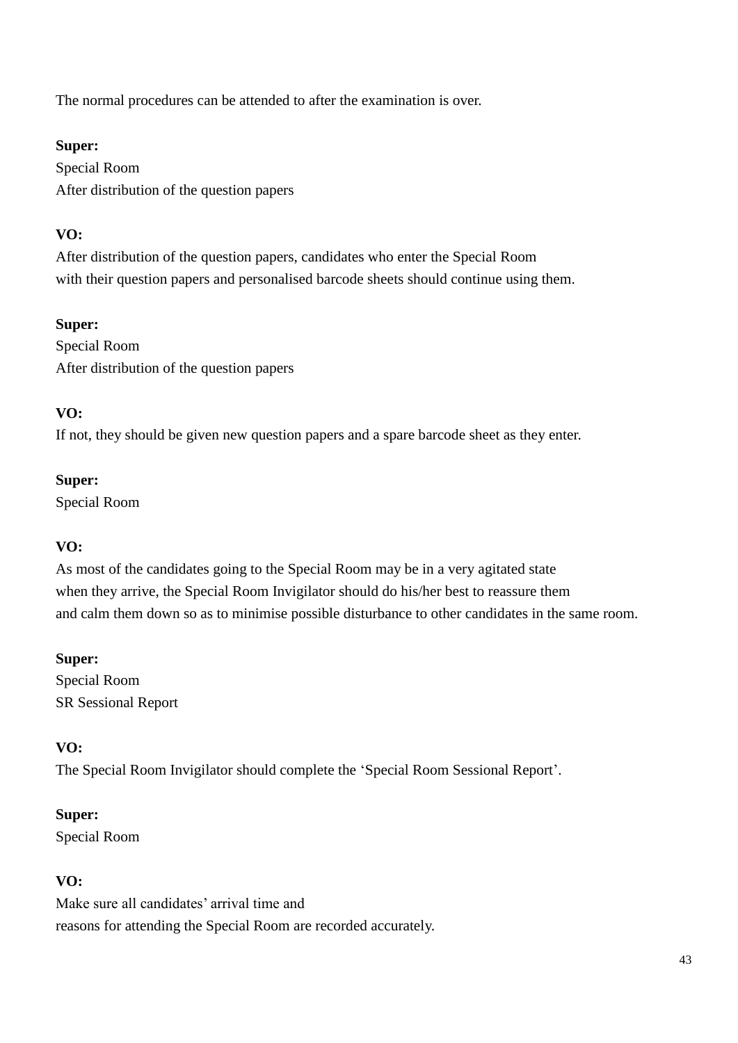The normal procedures can be attended to after the examination is over.

**Super:**
Special Room
After distribution of the question papers

**VO:**
After distribution of the question papers, candidates who enter the Special Room
with their question papers and personalised barcode sheets should continue using them.

**Super:**
Special Room
After distribution of the question papers

**VO:**
If not, they should be given new question papers and a spare barcode sheet as they enter.

**Super:**
Special Room

**VO:**
As most of the candidates going to the Special Room may be in a very agitated state
when they arrive, the Special Room Invigilator should do his/her best to reassure them
and calm them down so as to minimise possible disturbance to other candidates in the same room.

**Super:**
Special Room
SR Sessional Report

**VO:**
The Special Room Invigilator should complete the 'Special Room Sessional Report'.

**Super:**
Special Room

**VO:**
Make sure all candidates' arrival time and
reasons for attending the Special Room are recorded accurately.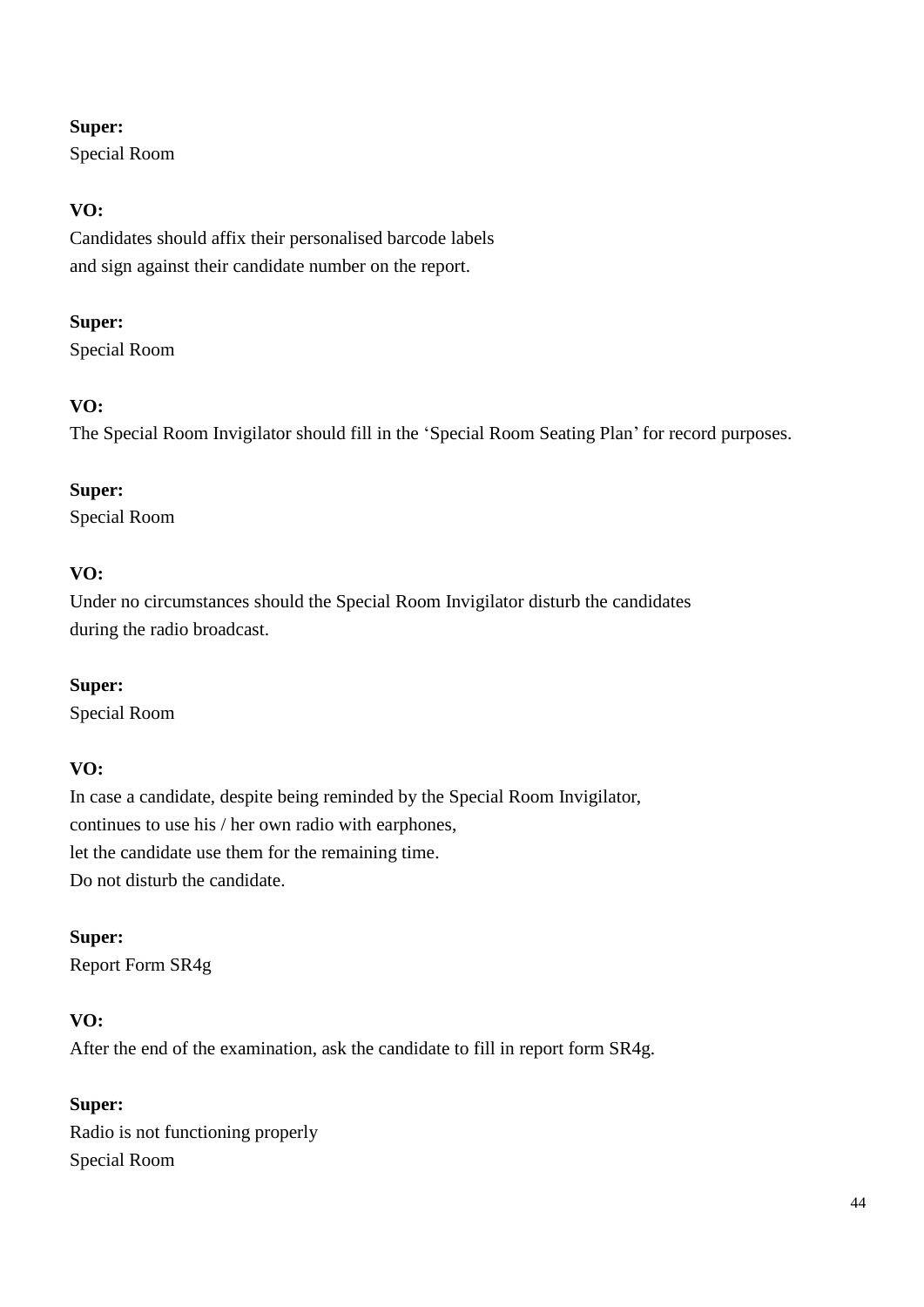**Super:**
Special Room

**VO:**
Candidates should affix their personalised barcode labels
and sign against their candidate number on the report.

**Super:**
Special Room

**VO:**
The Special Room Invigilator should fill in the ‘Special Room Seating Plan’ for record purposes.

**Super:**
Special Room

**VO:**
Under no circumstances should the Special Room Invigilator disturb the candidates
during the radio broadcast.

**Super:**
Special Room

**VO:**
In case a candidate, despite being reminded by the Special Room Invigilator,
continues to use his / her own radio with earphones,
let the candidate use them for the remaining time.
Do not disturb the candidate.

**Super:**
Report Form SR4g

**VO:**
After the end of the examination, ask the candidate to fill in report form SR4g.

**Super:**
Radio is not functioning properly
Special Room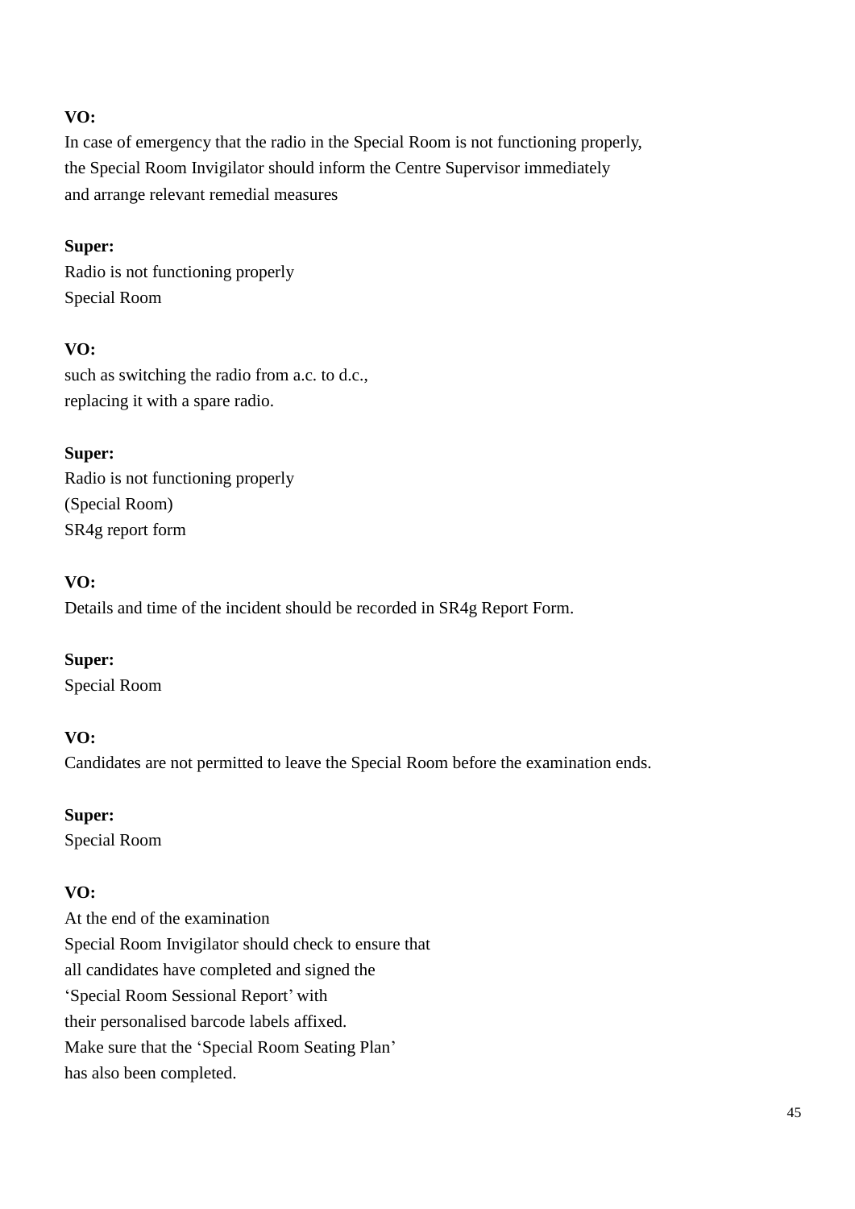**VO:**
In case of emergency that the radio in the Special Room is not functioning properly,
the Special Room Invigilator should inform the Centre Supervisor immediately
and arrange relevant remedial measures

**Super:**
Radio is not functioning properly
Special Room

**VO:**
such as switching the radio from a.c. to d.c.,
replacing it with a spare radio.

**Super:**
Radio is not functioning properly
(Special Room)
SR4g report form

**VO:**
Details and time of the incident should be recorded in SR4g Report Form.

**Super:**
Special Room

**VO:**
Candidates are not permitted to leave the Special Room before the examination ends.

**Super:**
Special Room

**VO:**
At the end of the examination
Special Room Invigilator should check to ensure that
all candidates have completed and signed the
'Special Room Sessional Report' with
their personalised barcode labels affixed.
Make sure that the 'Special Room Seating Plan'
has also been completed.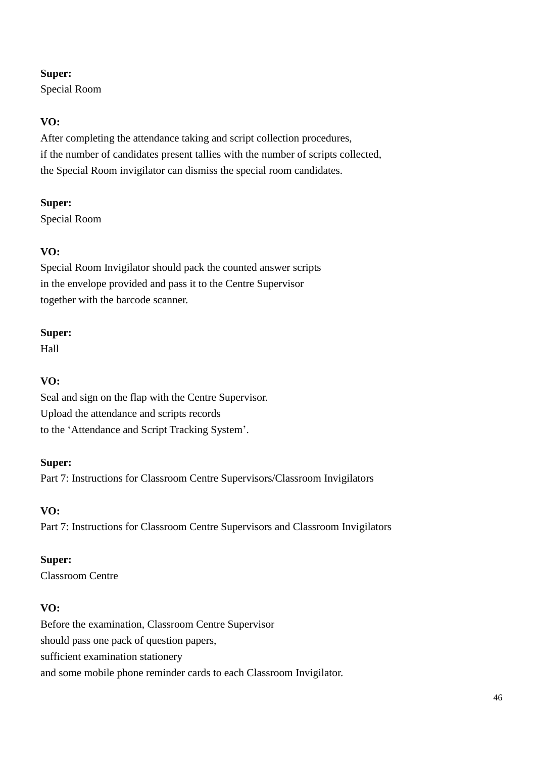**Super:**
Special Room

**VO:**
After completing the attendance taking and script collection procedures,
if the number of candidates present tallies with the number of scripts collected,
the Special Room invigilator can dismiss the special room candidates.

**Super:**
Special Room

**VO:**
Special Room Invigilator should pack the counted answer scripts
in the envelope provided and pass it to the Centre Supervisor
together with the barcode scanner.

**Super:**
Hall

**VO:**
Seal and sign on the flap with the Centre Supervisor.
Upload the attendance and scripts records
to the ‘Attendance and Script Tracking System’.

**Super:**
Part 7: Instructions for Classroom Centre Supervisors/Classroom Invigilators

**VO:**
Part 7: Instructions for Classroom Centre Supervisors and Classroom Invigilators

**Super:**
Classroom Centre

**VO:**
Before the examination, Classroom Centre Supervisor
should pass one pack of question papers,
sufficient examination stationery
and some mobile phone reminder cards to each Classroom Invigilator.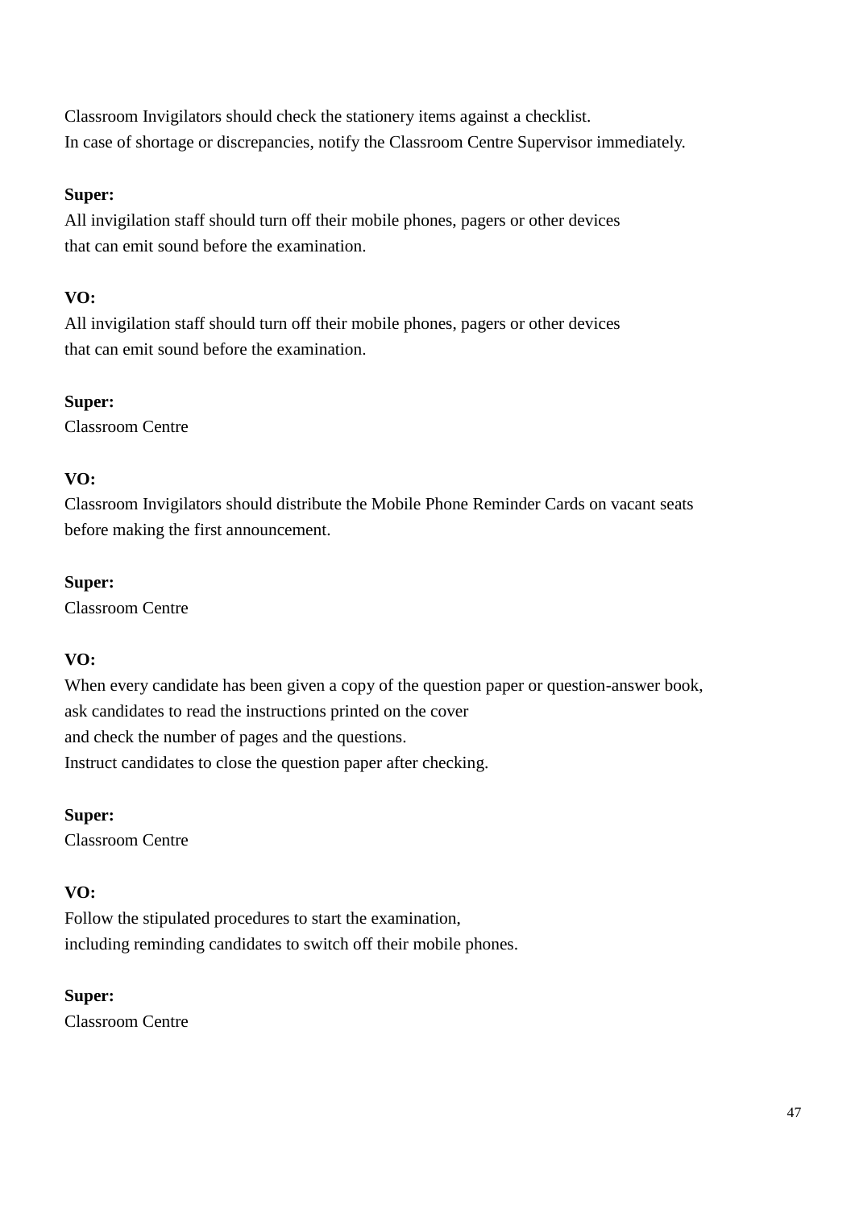Classroom Invigilators should check the stationery items against a checklist.
In case of shortage or discrepancies, notify the Classroom Centre Supervisor immediately.

**Super:**
All invigilation staff should turn off their mobile phones, pagers or other devices
that can emit sound before the examination.

**VO:**
All invigilation staff should turn off their mobile phones, pagers or other devices
that can emit sound before the examination.

**Super:**
Classroom Centre

**VO:**
Classroom Invigilators should distribute the Mobile Phone Reminder Cards on vacant seats
before making the first announcement.

**Super:**
Classroom Centre

**VO:**
When every candidate has been given a copy of the question paper or question-answer book,
ask candidates to read the instructions printed on the cover
and check the number of pages and the questions.
Instruct candidates to close the question paper after checking.

**Super:**
Classroom Centre

**VO:**
Follow the stipulated procedures to start the examination,
including reminding candidates to switch off their mobile phones.

**Super:**
Classroom Centre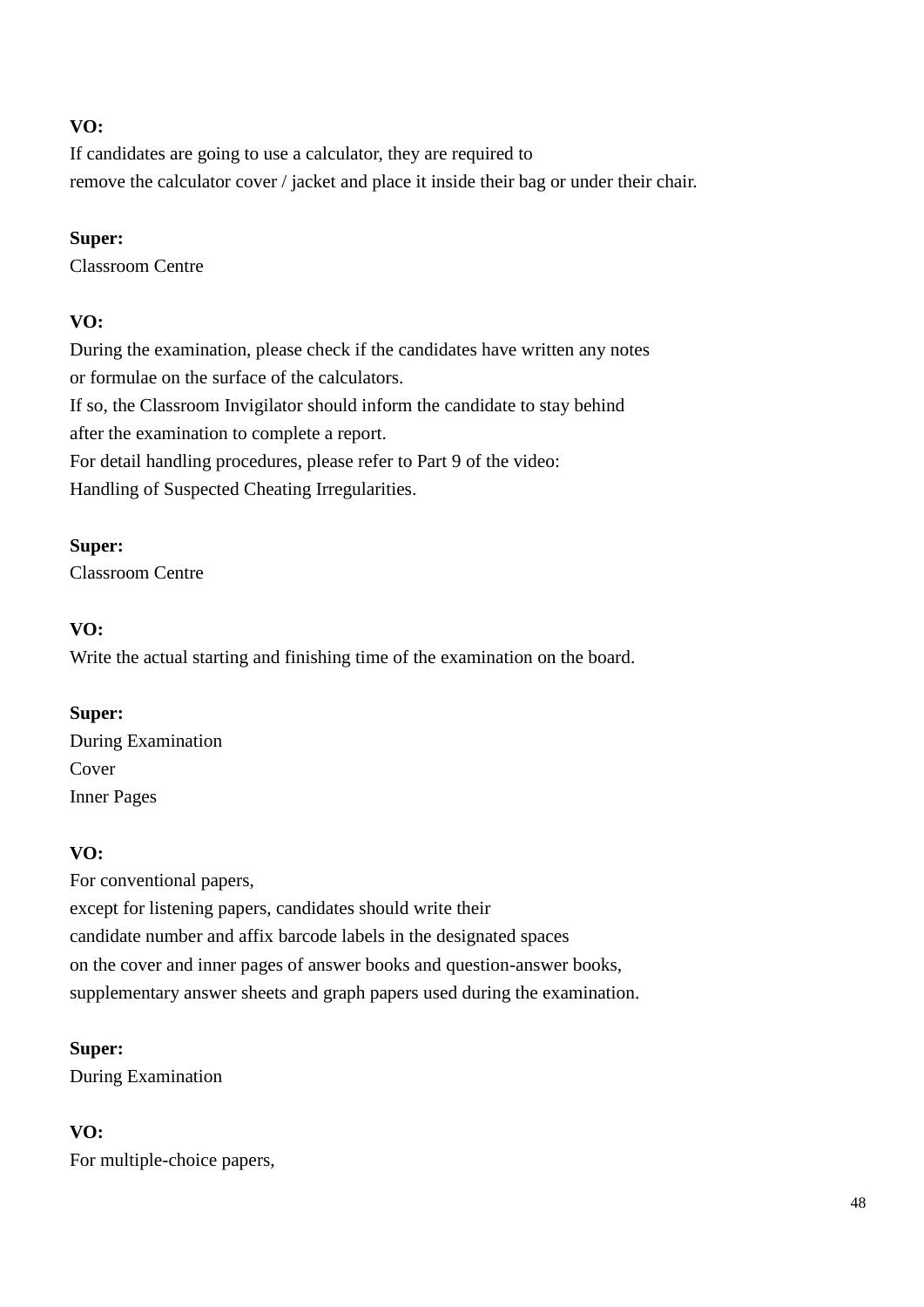**VO:**
If candidates are going to use a calculator, they are required to
remove the calculator cover / jacket and place it inside their bag or under their chair.

**Super:**
Classroom Centre

**VO:**
During the examination, please check if the candidates have written any notes
or formulae on the surface of the calculators.
If so, the Classroom Invigilator should inform the candidate to stay behind
after the examination to complete a report.
For detail handling procedures, please refer to Part 9 of the video:
Handling of Suspected Cheating Irregularities.

**Super:**
Classroom Centre

**VO:**
Write the actual starting and finishing time of the examination on the board.

**Super:**
During Examination
Cover
Inner Pages

**VO:**
For conventional papers,
except for listening papers, candidates should write their
candidate number and affix barcode labels in the designated spaces
on the cover and inner pages of answer books and question-answer books,
supplementary answer sheets and graph papers used during the examination.

**Super:**
During Examination

**VO:**
For multiple-choice papers,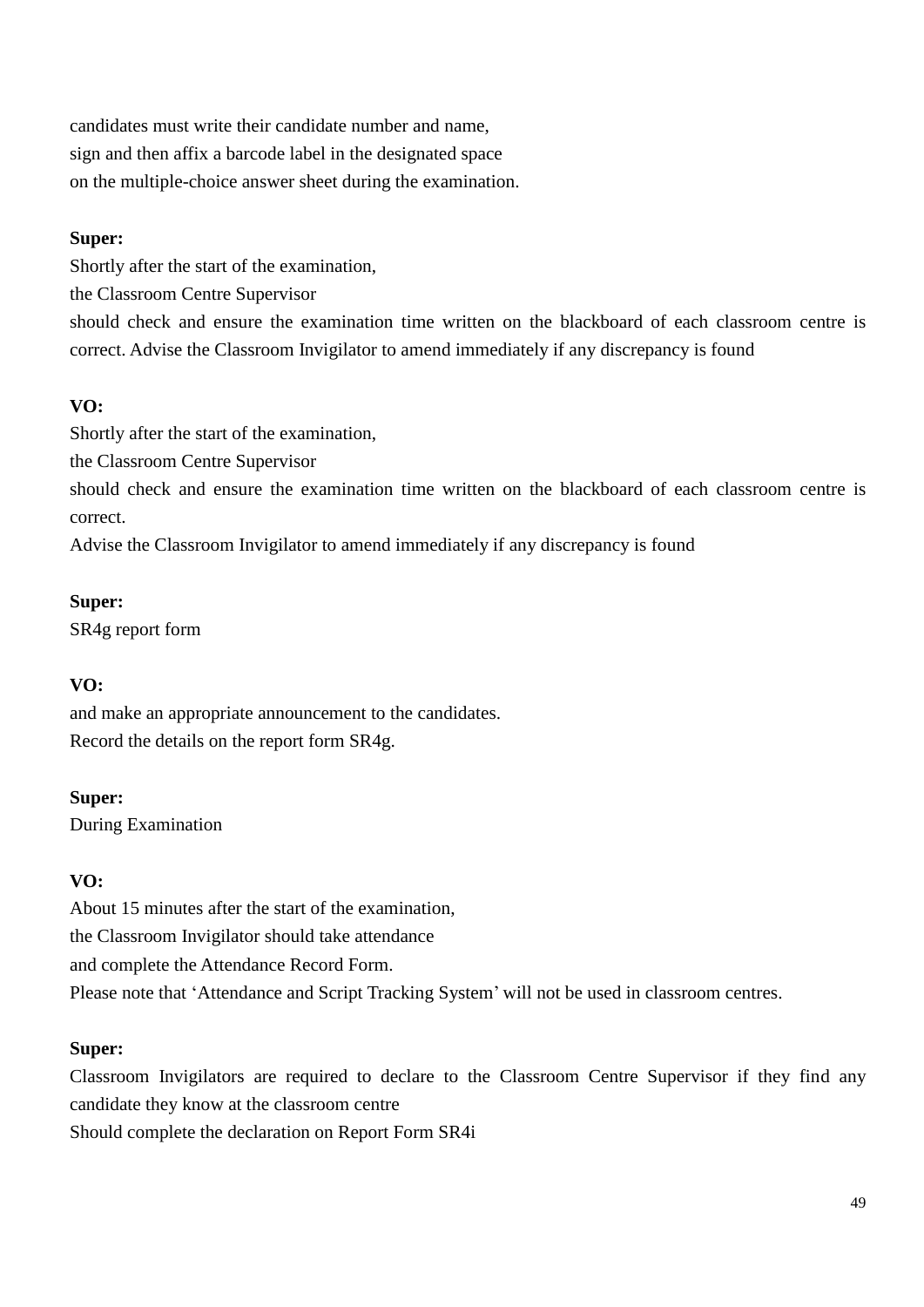candidates must write their candidate number and name,
sign and then affix a barcode label in the designated space
on the multiple-choice answer sheet during the examination.

**Super:**
Shortly after the start of the examination,
the Classroom Centre Supervisor
should check and ensure the examination time written on the blackboard of each classroom centre is correct. Advise the Classroom Invigilator to amend immediately if any discrepancy is found

**VO:**
Shortly after the start of the examination,
the Classroom Centre Supervisor
should check and ensure the examination time written on the blackboard of each classroom centre is correct.
Advise the Classroom Invigilator to amend immediately if any discrepancy is found

**Super:**
SR4g report form

**VO:**
and make an appropriate announcement to the candidates.
Record the details on the report form SR4g.

**Super:**
During Examination

**VO:**
About 15 minutes after the start of the examination,
the Classroom Invigilator should take attendance
and complete the Attendance Record Form.
Please note that 'Attendance and Script Tracking System' will not be used in classroom centres.

**Super:**
Classroom Invigilators are required to declare to the Classroom Centre Supervisor if they find any candidate they know at the classroom centre
Should complete the declaration on Report Form SR4i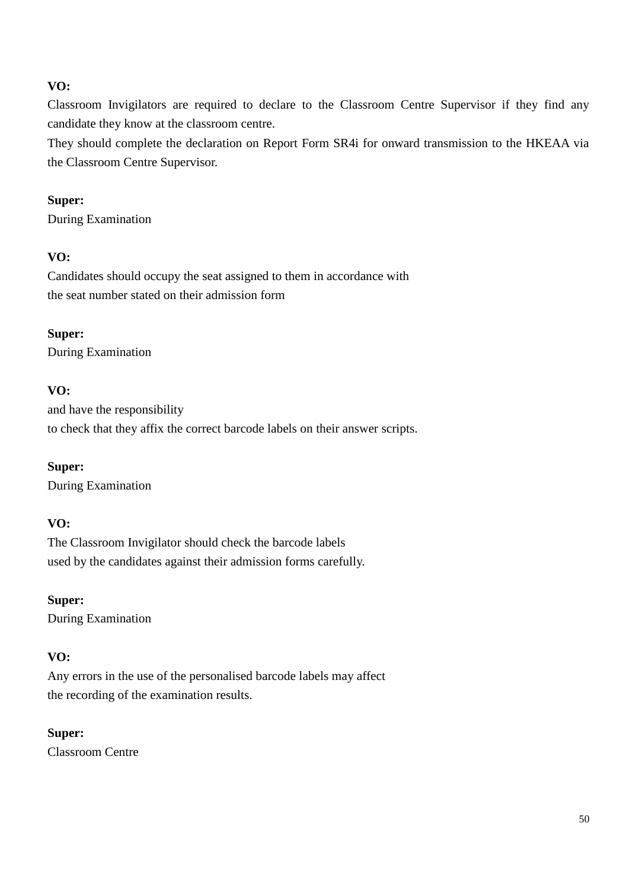**VO:**
Classroom Invigilators are required to declare to the Classroom Centre Supervisor if they find any candidate they know at the classroom centre.
They should complete the declaration on Report Form SR4i for onward transmission to the HKEAA via the Classroom Centre Supervisor.

**Super:**
During Examination

**VO:**
Candidates should occupy the seat assigned to them in accordance with
the seat number stated on their admission form

**Super:**
During Examination

**VO:**
and have the responsibility
to check that they affix the correct barcode labels on their answer scripts.

**Super:**
During Examination

**VO:**
The Classroom Invigilator should check the barcode labels
used by the candidates against their admission forms carefully.

**Super:**
During Examination

**VO:**
Any errors in the use of the personalised barcode labels may affect
the recording of the examination results.

**Super:**
Classroom Centre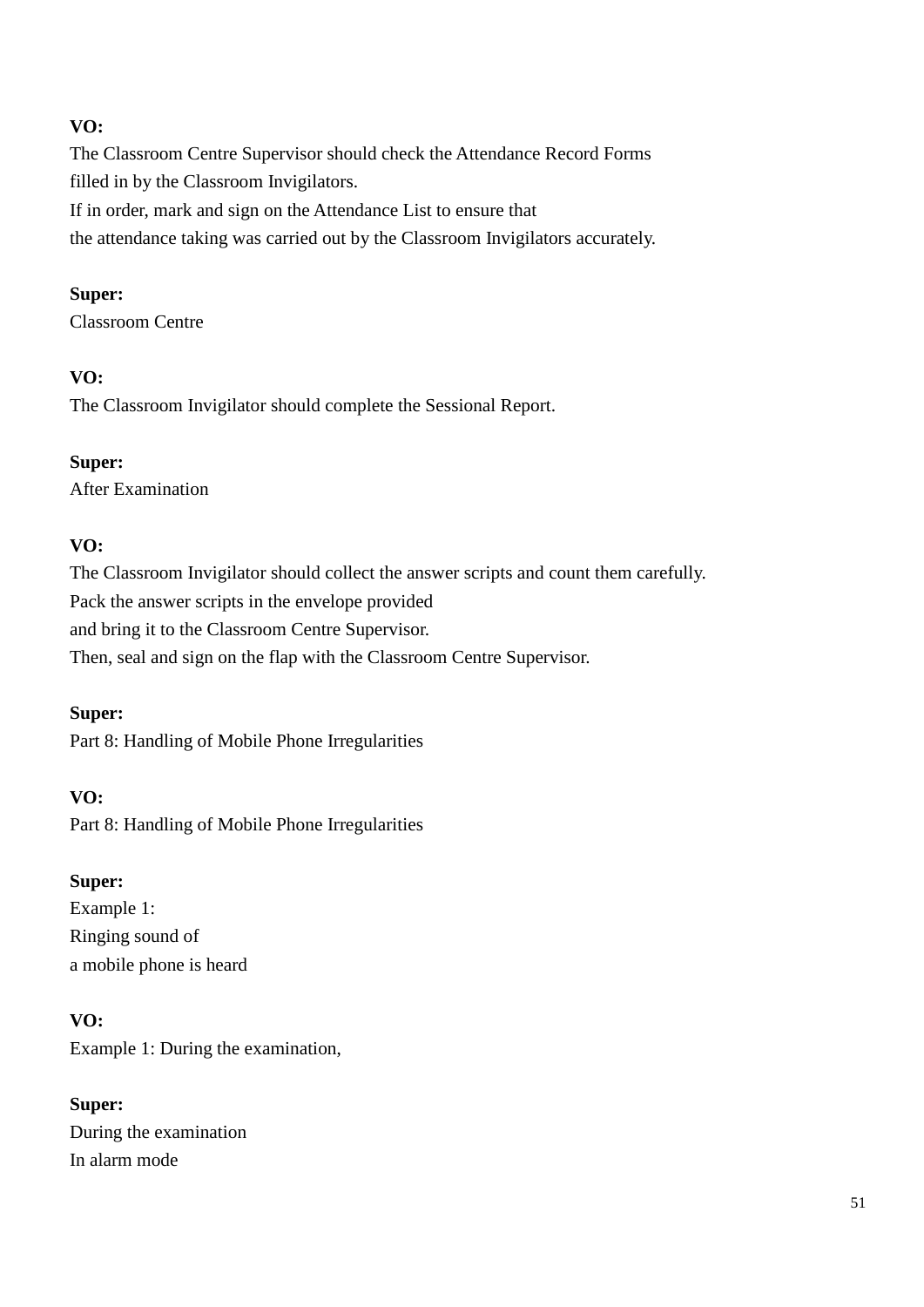**VO:**
The Classroom Centre Supervisor should check the Attendance Record Forms
filled in by the Classroom Invigilators.
If in order, mark and sign on the Attendance List to ensure that
the attendance taking was carried out by the Classroom Invigilators accurately.

**Super:**
Classroom Centre

**VO:**
The Classroom Invigilator should complete the Sessional Report.

**Super:**
After Examination

**VO:**
The Classroom Invigilator should collect the answer scripts and count them carefully.
Pack the answer scripts in the envelope provided
and bring it to the Classroom Centre Supervisor.
Then, seal and sign on the flap with the Classroom Centre Supervisor.

**Super:**
Part 8: Handling of Mobile Phone Irregularities

**VO:**
Part 8: Handling of Mobile Phone Irregularities

**Super:**
Example 1:
Ringing sound of
a mobile phone is heard

**VO:**
Example 1: During the examination,

**Super:**
During the examination
In alarm mode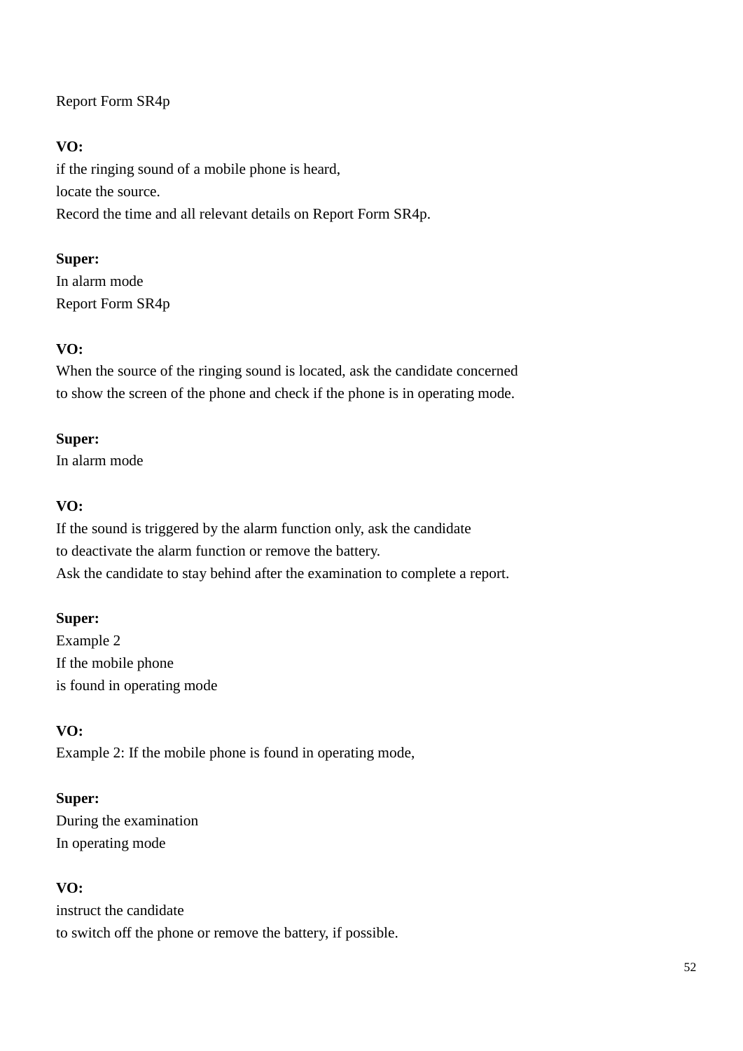Report Form SR4p

**VO:**
if the ringing sound of a mobile phone is heard,
locate the source.
Record the time and all relevant details on Report Form SR4p.

**Super:**
In alarm mode
Report Form SR4p

**VO:**
When the source of the ringing sound is located, ask the candidate concerned
to show the screen of the phone and check if the phone is in operating mode.

**Super:**
In alarm mode

**VO:**
If the sound is triggered by the alarm function only, ask the candidate
to deactivate the alarm function or remove the battery.
Ask the candidate to stay behind after the examination to complete a report.

**Super:**
Example 2
If the mobile phone
is found in operating mode

**VO:**
Example 2: If the mobile phone is found in operating mode,

**Super:**
During the examination
In operating mode

**VO:**
instruct the candidate
to switch off the phone or remove the battery, if possible.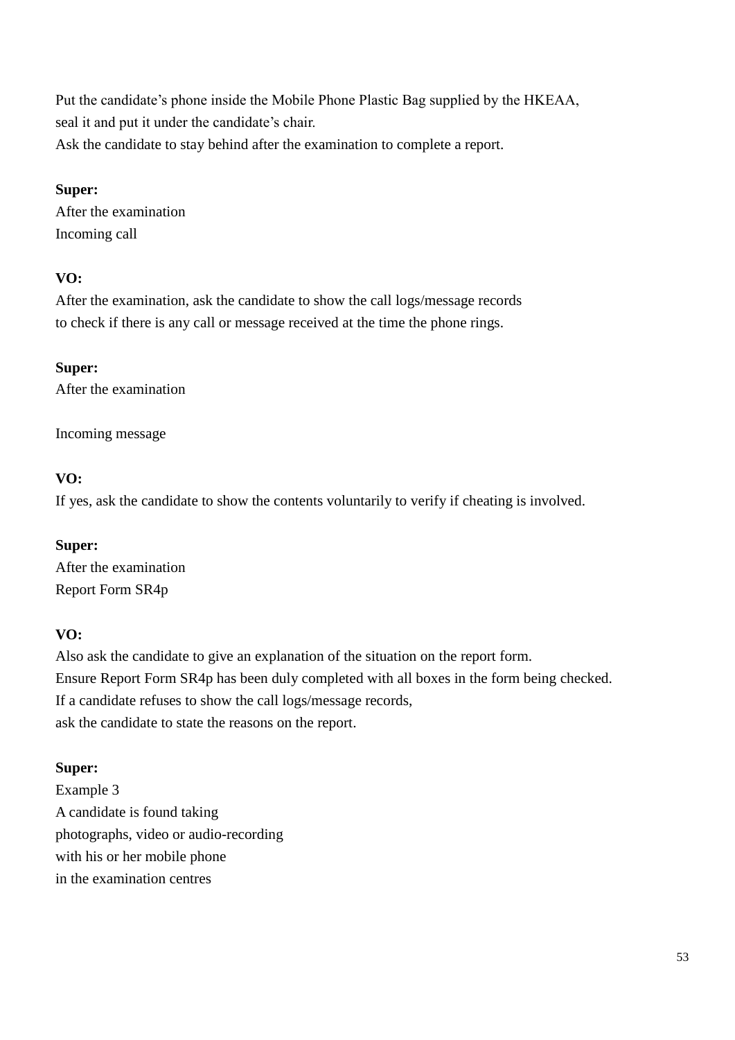Put the candidate's phone inside the Mobile Phone Plastic Bag supplied by the HKEAA,
seal it and put it under the candidate's chair.
Ask the candidate to stay behind after the examination to complete a report.

**Super:**
After the examination
Incoming call

**VO:**
After the examination, ask the candidate to show the call logs/message records
to check if there is any call or message received at the time the phone rings.

**Super:**
After the examination

Incoming message

**VO:**
If yes, ask the candidate to show the contents voluntarily to verify if cheating is involved.

**Super:**
After the examination
Report Form SR4p

**VO:**
Also ask the candidate to give an explanation of the situation on the report form.
Ensure Report Form SR4p has been duly completed with all boxes in the form being checked.
If a candidate refuses to show the call logs/message records,
ask the candidate to state the reasons on the report.

**Super:**
Example 3
A candidate is found taking
photographs, video or audio-recording
with his or her mobile phone
in the examination centres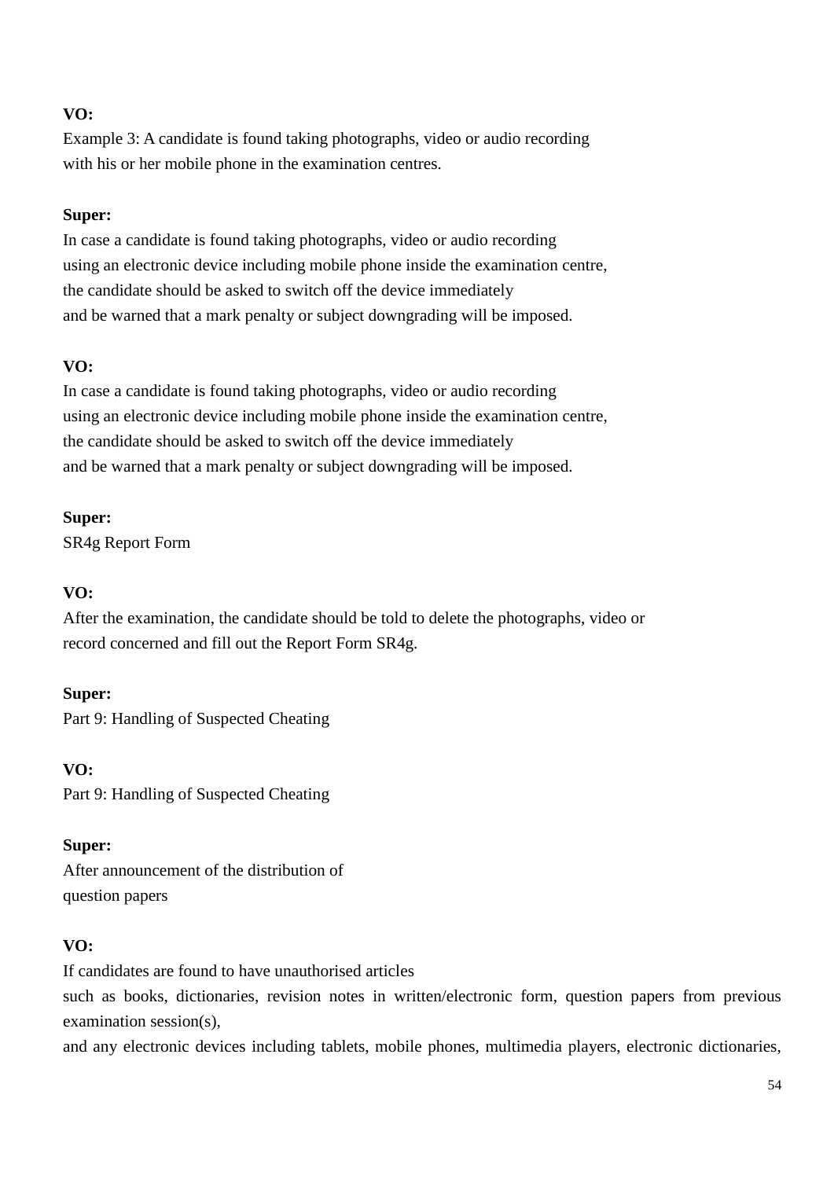**VO:**
Example 3: A candidate is found taking photographs, video or audio recording
with his or her mobile phone in the examination centres.

**Super:**
In case a candidate is found taking photographs, video or audio recording
using an electronic device including mobile phone inside the examination centre,
the candidate should be asked to switch off the device immediately
and be warned that a mark penalty or subject downgrading will be imposed.

**VO:**
In case a candidate is found taking photographs, video or audio recording
using an electronic device including mobile phone inside the examination centre,
the candidate should be asked to switch off the device immediately
and be warned that a mark penalty or subject downgrading will be imposed.

**Super:**
SR4g Report Form

**VO:**
After the examination, the candidate should be told to delete the photographs, video or
record concerned and fill out the Report Form SR4g.

**Super:**
Part 9: Handling of Suspected Cheating

**VO:**
Part 9: Handling of Suspected Cheating

**Super:**
After announcement of the distribution of
question papers

**VO:**
If candidates are found to have unauthorised articles
such as books, dictionaries, revision notes in written/electronic form, question papers from previous examination session(s),
and any electronic devices including tablets, mobile phones, multimedia players, electronic dictionaries,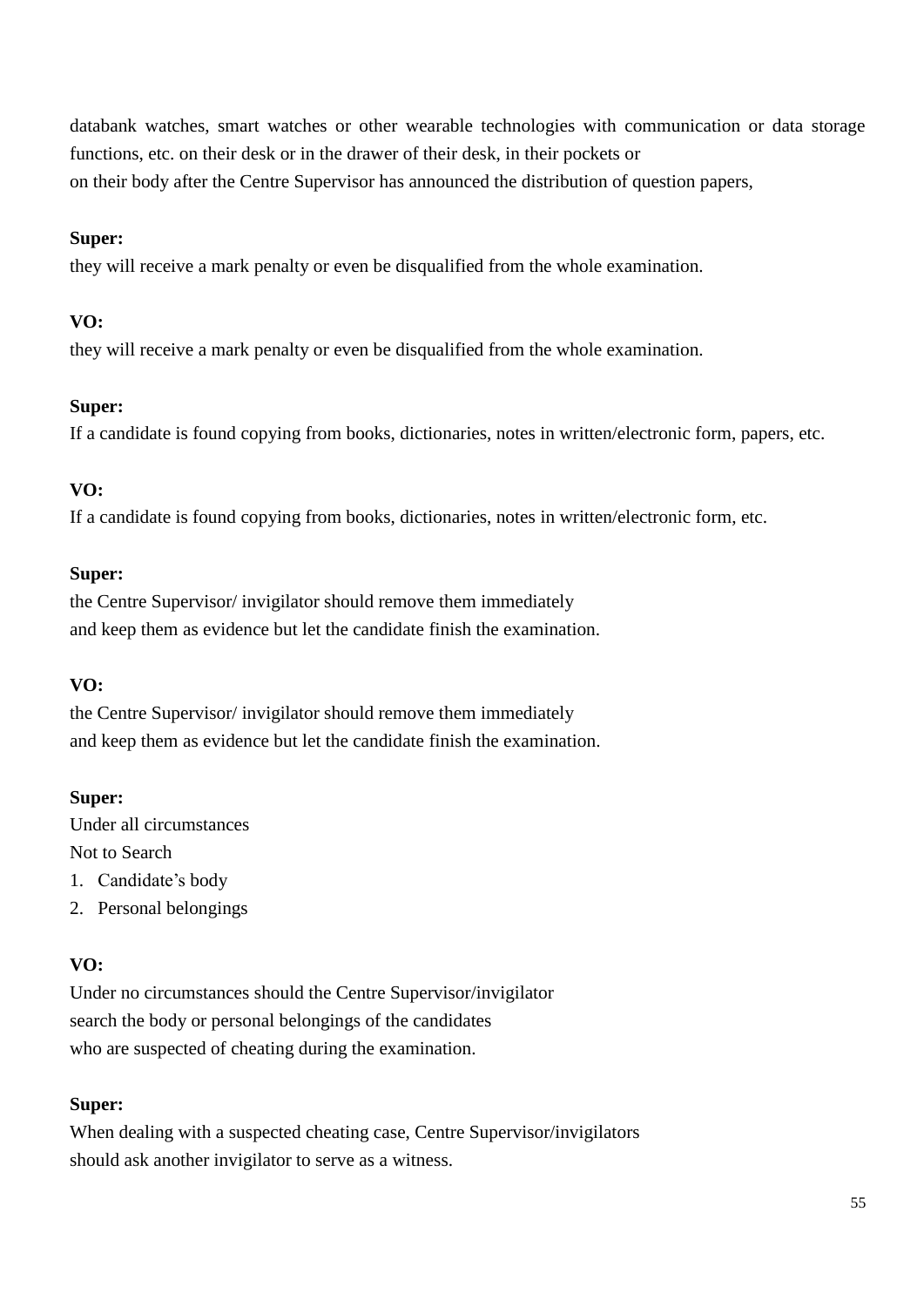databank watches, smart watches or other wearable technologies with communication or data storage functions, etc. on their desk or in the drawer of their desk, in their pockets or
on their body after the Centre Supervisor has announced the distribution of question papers,

**Super:**
they will receive a mark penalty or even be disqualified from the whole examination.

**VO:**
they will receive a mark penalty or even be disqualified from the whole examination.

**Super:**
If a candidate is found copying from books, dictionaries, notes in written/electronic form, papers, etc.

**VO:**
If a candidate is found copying from books, dictionaries, notes in written/electronic form, etc.

**Super:**
the Centre Supervisor/ invigilator should remove them immediately
and keep them as evidence but let the candidate finish the examination.

**VO:**
the Centre Supervisor/ invigilator should remove them immediately
and keep them as evidence but let the candidate finish the examination.

**Super:**
Under all circumstances
Not to Search

1. Candidate's body
2. Personal belongings

**VO:**
Under no circumstances should the Centre Supervisor/invigilator
search the body or personal belongings of the candidates
who are suspected of cheating during the examination.

**Super:**
When dealing with a suspected cheating case, Centre Supervisor/invigilators
should ask another invigilator to serve as a witness.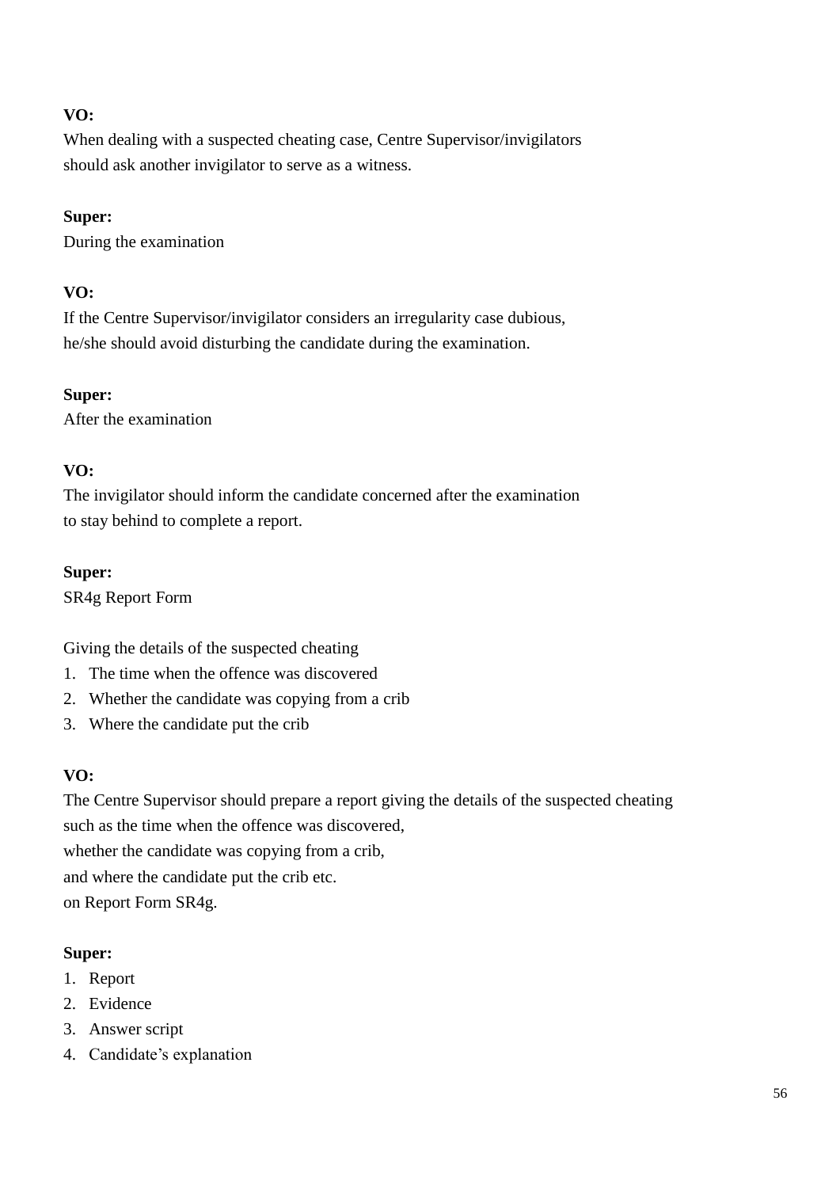**VO:**
When dealing with a suspected cheating case, Centre Supervisor/invigilators
should ask another invigilator to serve as a witness.

**Super:**
During the examination

**VO:**
If the Centre Supervisor/invigilator considers an irregularity case dubious,
he/she should avoid disturbing the candidate during the examination.

**Super:**
After the examination

**VO:**
The invigilator should inform the candidate concerned after the examination
to stay behind to complete a report.

**Super:**
SR4g Report Form

Giving the details of the suspected cheating

1. The time when the offence was discovered
2. Whether the candidate was copying from a crib
3. Where the candidate put the crib

**VO:**
The Centre Supervisor should prepare a report giving the details of the suspected cheating
such as the time when the offence was discovered,
whether the candidate was copying from a crib,
and where the candidate put the crib etc.
on Report Form SR4g.

**Super:**

1. Report
2. Evidence
3. Answer script
4. Candidate's explanation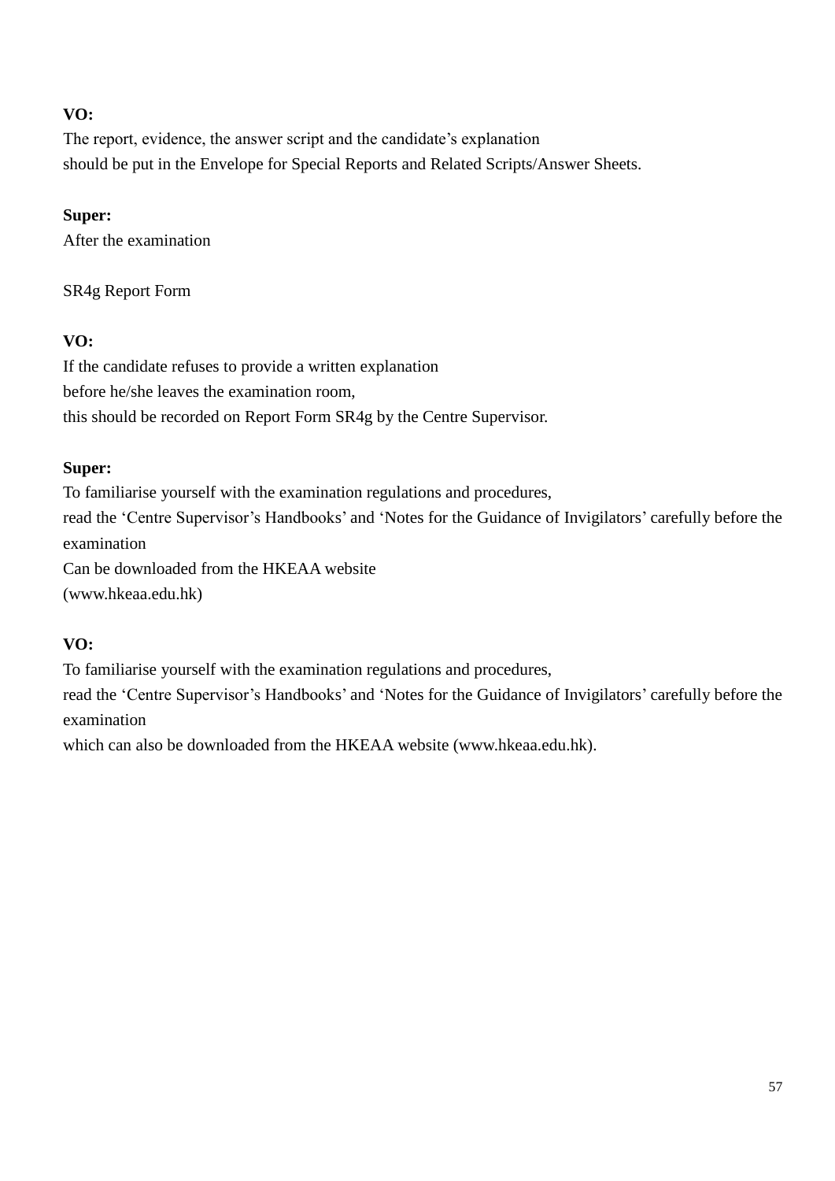**VO:**
The report, evidence, the answer script and the candidate's explanation
should be put in the Envelope for Special Reports and Related Scripts/Answer Sheets.

**Super:**
After the examination

SR4g Report Form

**VO:**
If the candidate refuses to provide a written explanation
before he/she leaves the examination room,
this should be recorded on Report Form SR4g by the Centre Supervisor.

**Super:**
To familiarise yourself with the examination regulations and procedures,
read the 'Centre Supervisor's Handbooks' and 'Notes for the Guidance of Invigilators' carefully before the examination
Can be downloaded from the HKEAA website
(www.hkeaa.edu.hk)

**VO:**
To familiarise yourself with the examination regulations and procedures,
read the 'Centre Supervisor's Handbooks' and 'Notes for the Guidance of Invigilators' carefully before the examination
which can also be downloaded from the HKEAA website (www.hkeaa.edu.hk).